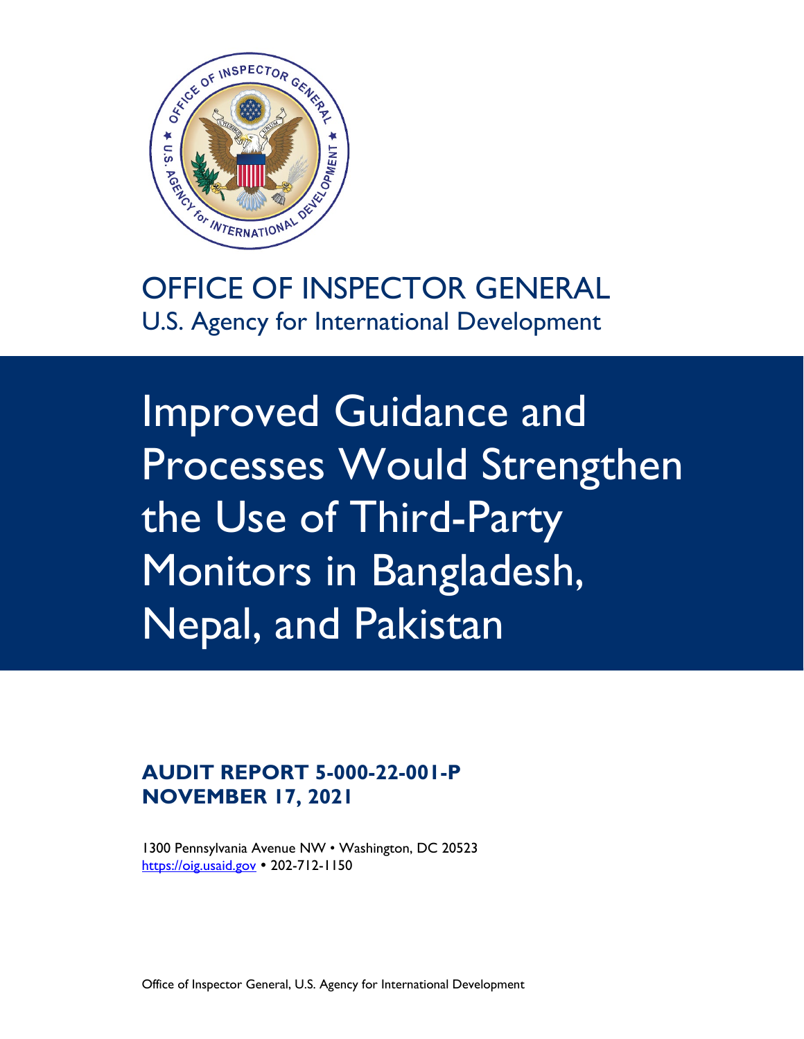OFFICE OF INSPECTOR GENERAL
U.S. Agency for International Development

# Improved Guidance and Processes Would Strengthen the Use of Third-Party Monitors in Bangladesh, Nepal, and Pakistan

**AUDIT REPORT 5-000-22-001-P**
**NOVEMBER 17, 2021**

1300 Pennsylvania Avenue NW • Washington, DC 20523
https://oig.usaid.gov • 202-712-1150

Office of Inspector General, U.S. Agency for International Development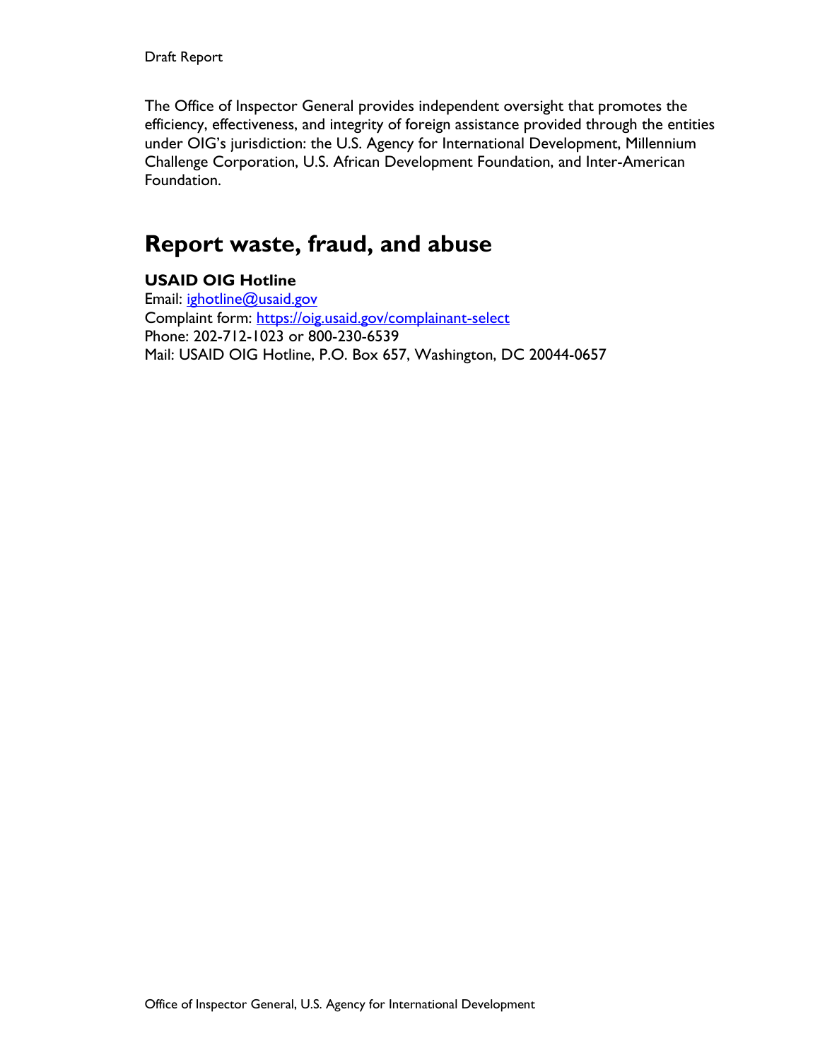The Office of Inspector General provides independent oversight that promotes the efficiency, effectiveness, and integrity of foreign assistance provided through the entities under OIG's jurisdiction: the U.S. Agency for International Development, Millennium Challenge Corporation, U.S. African Development Foundation, and Inter-American Foundation.

# Report waste, fraud, and abuse

**USAID OIG Hotline**
Email: ighotline@usaid.gov
Complaint form: https://oig.usaid.gov/complainant-select
Phone: 202-712-1023 or 800-230-6539
Mail: USAID OIG Hotline, P.O. Box 657, Washington, DC 20044-0657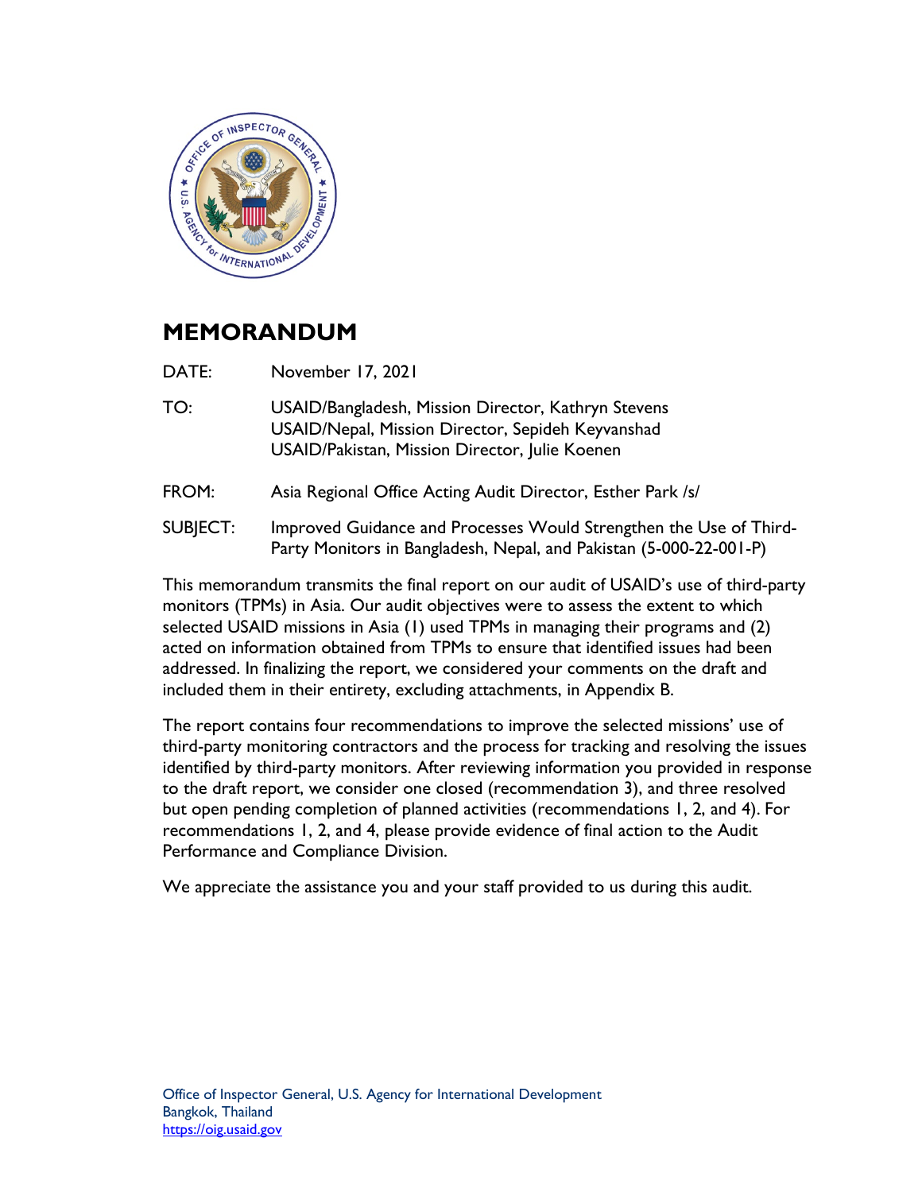# MEMORANDUM

DATE: November 17, 2021

TO: USAID/Bangladesh, Mission Director, Kathryn Stevens
USAID/Nepal, Mission Director, Sepideh Keyvanshad
USAID/Pakistan, Mission Director, Julie Koenen

FROM: Asia Regional Office Acting Audit Director, Esther Park /s/

SUBJECT: Improved Guidance and Processes Would Strengthen the Use of Third-Party Monitors in Bangladesh, Nepal, and Pakistan (5-000-22-001-P)

This memorandum transmits the final report on our audit of USAID's use of third-party monitors (TPMs) in Asia. Our audit objectives were to assess the extent to which selected USAID missions in Asia (1) used TPMs in managing their programs and (2) acted on information obtained from TPMs to ensure that identified issues had been addressed. In finalizing the report, we considered your comments on the draft and included them in their entirety, excluding attachments, in Appendix B.

The report contains four recommendations to improve the selected missions' use of third-party monitoring contractors and the process for tracking and resolving the issues identified by third-party monitors. After reviewing information you provided in response to the draft report, we consider one closed (recommendation 3), and three resolved but open pending completion of planned activities (recommendations 1, 2, and 4). For recommendations 1, 2, and 4, please provide evidence of final action to the Audit Performance and Compliance Division.

We appreciate the assistance you and your staff provided to us during this audit.

Office of Inspector General, U.S. Agency for International Development
Bangkok, Thailand
https://oig.usaid.gov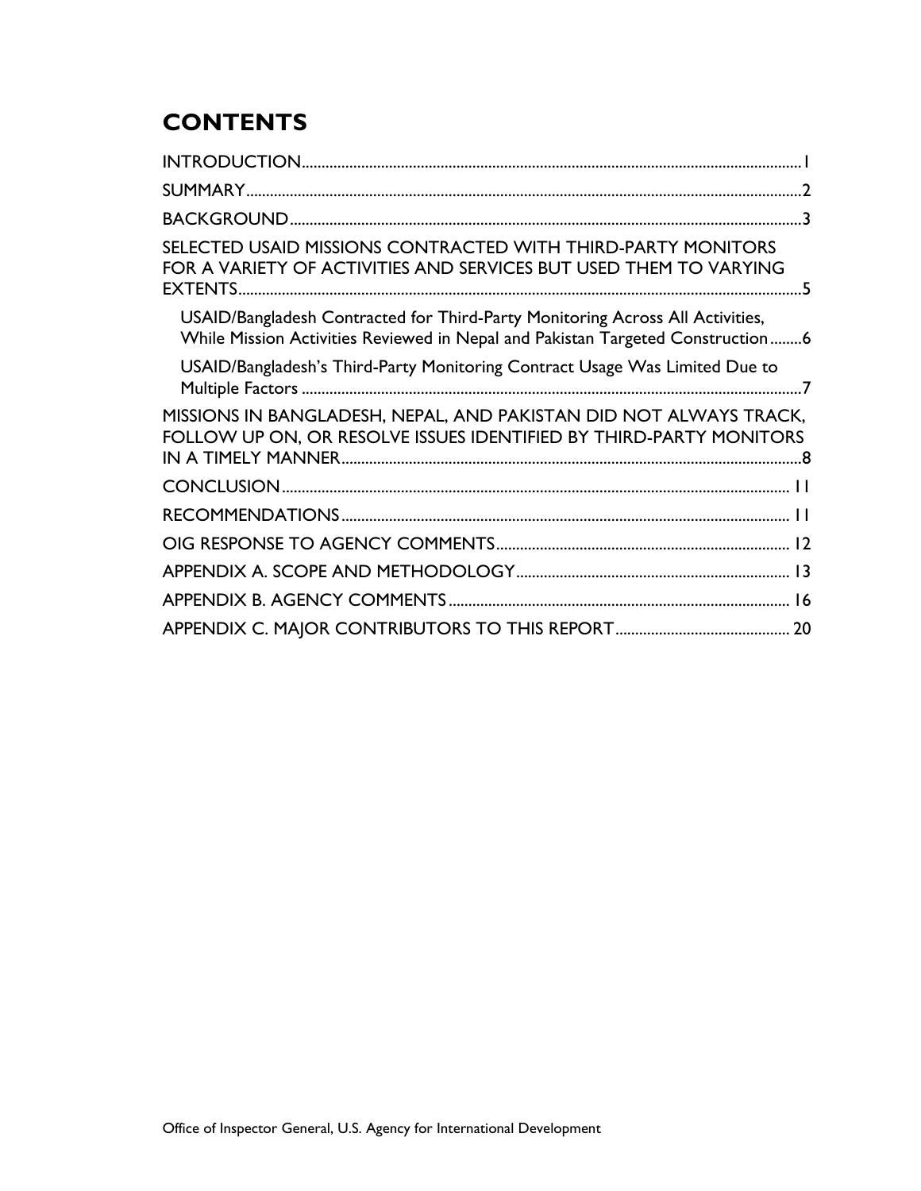# CONTENTS

INTRODUCTION..........1

SUMMARY..........2

BACKGROUND..........3

SELECTED USAID MISSIONS CONTRACTED WITH THIRD-PARTY MONITORS FOR A VARIETY OF ACTIVITIES AND SERVICES BUT USED THEM TO VARYING EXTENTS..........5

- USAID/Bangladesh Contracted for Third-Party Monitoring Across All Activities, While Mission Activities Reviewed in Nepal and Pakistan Targeted Construction..........6
- USAID/Bangladesh's Third-Party Monitoring Contract Usage Was Limited Due to Multiple Factors..........7

MISSIONS IN BANGLADESH, NEPAL, AND PAKISTAN DID NOT ALWAYS TRACK, FOLLOW UP ON, OR RESOLVE ISSUES IDENTIFIED BY THIRD-PARTY MONITORS IN A TIMELY MANNER..........8

CONCLUSION..........11

RECOMMENDATIONS..........11

OIG RESPONSE TO AGENCY COMMENTS..........12

APPENDIX A. SCOPE AND METHODOLOGY..........13

APPENDIX B. AGENCY COMMENTS..........16

APPENDIX C. MAJOR CONTRIBUTORS TO THIS REPORT..........20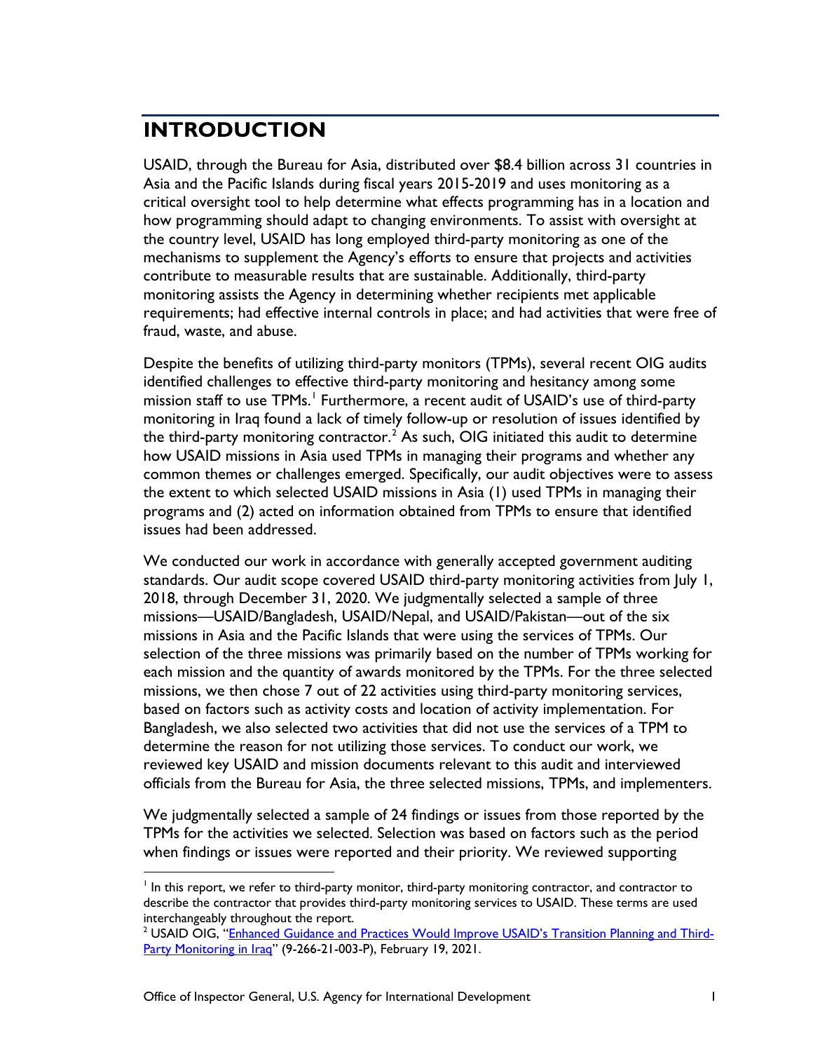# INTRODUCTION

USAID, through the Bureau for Asia, distributed over $8.4 billion across 31 countries in Asia and the Pacific Islands during fiscal years 2015-2019 and uses monitoring as a critical oversight tool to help determine what effects programming has in a location and how programming should adapt to changing environments. To assist with oversight at the country level, USAID has long employed third-party monitoring as one of the mechanisms to supplement the Agency's efforts to ensure that projects and activities contribute to measurable results that are sustainable. Additionally, third-party monitoring assists the Agency in determining whether recipients met applicable requirements; had effective internal controls in place; and had activities that were free of fraud, waste, and abuse.

Despite the benefits of utilizing third-party monitors (TPMs), several recent OIG audits identified challenges to effective third-party monitoring and hesitancy among some mission staff to use TPMs.[1] Furthermore, a recent audit of USAID's use of third-party monitoring in Iraq found a lack of timely follow-up or resolution of issues identified by the third-party monitoring contractor.[2] As such, OIG initiated this audit to determine how USAID missions in Asia used TPMs in managing their programs and whether any common themes or challenges emerged. Specifically, our audit objectives were to assess the extent to which selected USAID missions in Asia (1) used TPMs in managing their programs and (2) acted on information obtained from TPMs to ensure that identified issues had been addressed.

We conducted our work in accordance with generally accepted government auditing standards. Our audit scope covered USAID third-party monitoring activities from July 1, 2018, through December 31, 2020. We judgmentally selected a sample of three missions—USAID/Bangladesh, USAID/Nepal, and USAID/Pakistan—out of the six missions in Asia and the Pacific Islands that were using the services of TPMs. Our selection of the three missions was primarily based on the number of TPMs working for each mission and the quantity of awards monitored by the TPMs. For the three selected missions, we then chose 7 out of 22 activities using third-party monitoring services, based on factors such as activity costs and location of activity implementation. For Bangladesh, we also selected two activities that did not use the services of a TPM to determine the reason for not utilizing those services. To conduct our work, we reviewed key USAID and mission documents relevant to this audit and interviewed officials from the Bureau for Asia, the three selected missions, TPMs, and implementers.

We judgmentally selected a sample of 24 findings or issues from those reported by the TPMs for the activities we selected. Selection was based on factors such as the period when findings or issues were reported and their priority. We reviewed supporting

[1] In this report, we refer to third-party monitor, third-party monitoring contractor, and contractor to describe the contractor that provides third-party monitoring services to USAID. These terms are used interchangeably throughout the report.

[2] USAID OIG, "Enhanced Guidance and Practices Would Improve USAID's Transition Planning and Third-Party Monitoring in Iraq" (9-266-21-003-P), February 19, 2021.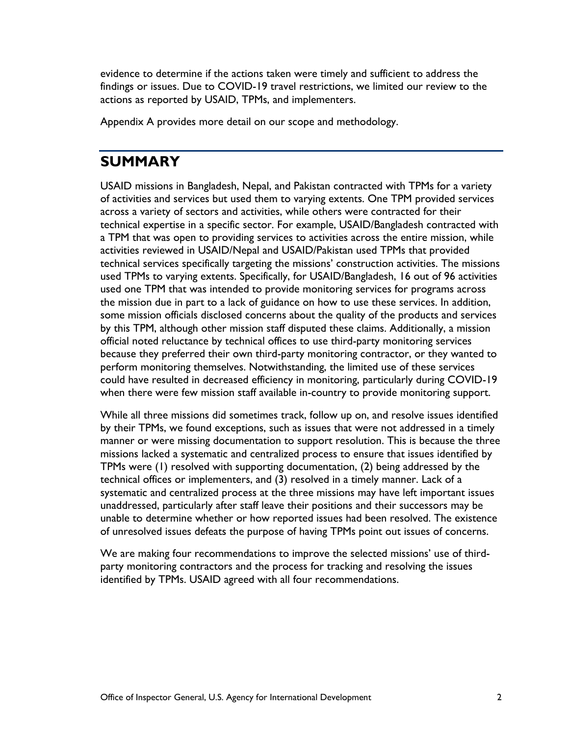evidence to determine if the actions taken were timely and sufficient to address the findings or issues. Due to COVID-19 travel restrictions, we limited our review to the actions as reported by USAID, TPMs, and implementers.

Appendix A provides more detail on our scope and methodology.

## SUMMARY

USAID missions in Bangladesh, Nepal, and Pakistan contracted with TPMs for a variety of activities and services but used them to varying extents. One TPM provided services across a variety of sectors and activities, while others were contracted for their technical expertise in a specific sector. For example, USAID/Bangladesh contracted with a TPM that was open to providing services to activities across the entire mission, while activities reviewed in USAID/Nepal and USAID/Pakistan used TPMs that provided technical services specifically targeting the missions' construction activities. The missions used TPMs to varying extents. Specifically, for USAID/Bangladesh, 16 out of 96 activities used one TPM that was intended to provide monitoring services for programs across the mission due in part to a lack of guidance on how to use these services. In addition, some mission officials disclosed concerns about the quality of the products and services by this TPM, although other mission staff disputed these claims. Additionally, a mission official noted reluctance by technical offices to use third-party monitoring services because they preferred their own third-party monitoring contractor, or they wanted to perform monitoring themselves. Notwithstanding, the limited use of these services could have resulted in decreased efficiency in monitoring, particularly during COVID-19 when there were few mission staff available in-country to provide monitoring support.

While all three missions did sometimes track, follow up on, and resolve issues identified by their TPMs, we found exceptions, such as issues that were not addressed in a timely manner or were missing documentation to support resolution. This is because the three missions lacked a systematic and centralized process to ensure that issues identified by TPMs were (1) resolved with supporting documentation, (2) being addressed by the technical offices or implementers, and (3) resolved in a timely manner. Lack of a systematic and centralized process at the three missions may have left important issues unaddressed, particularly after staff leave their positions and their successors may be unable to determine whether or how reported issues had been resolved. The existence of unresolved issues defeats the purpose of having TPMs point out issues of concerns.

We are making four recommendations to improve the selected missions' use of third-party monitoring contractors and the process for tracking and resolving the issues identified by TPMs. USAID agreed with all four recommendations.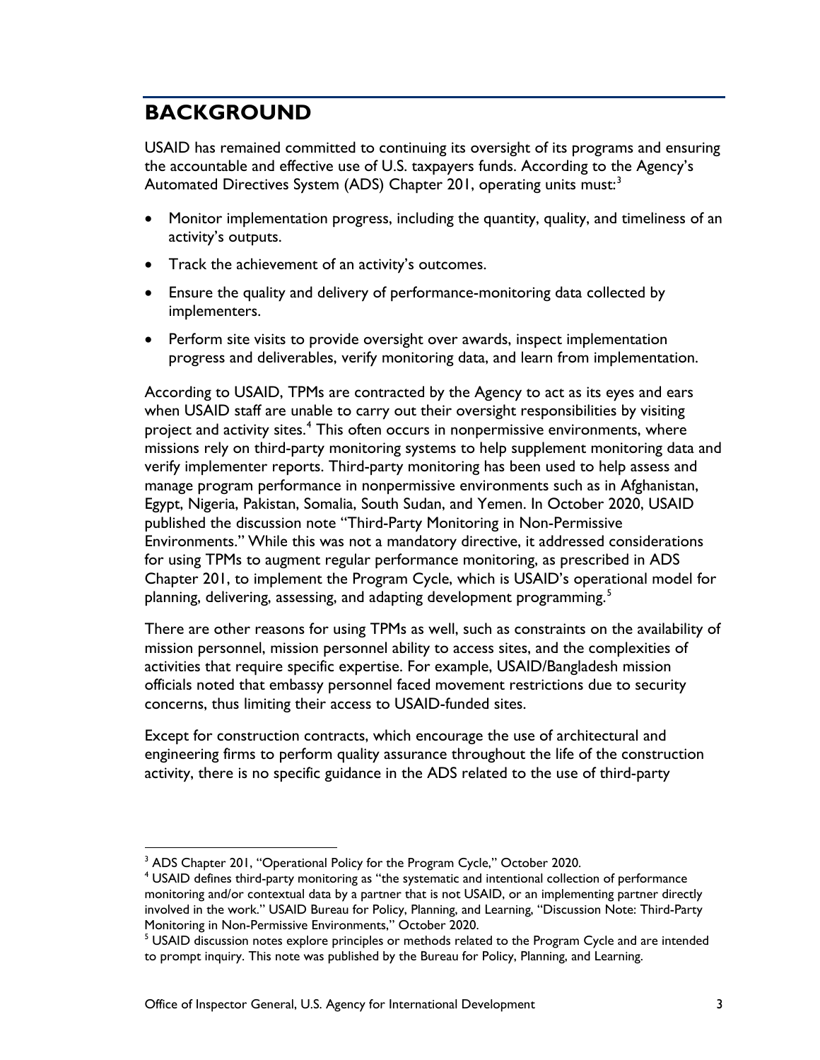## BACKGROUND

USAID has remained committed to continuing its oversight of its programs and ensuring the accountable and effective use of U.S. taxpayers funds. According to the Agency's Automated Directives System (ADS) Chapter 201, operating units must:[3]

- Monitor implementation progress, including the quantity, quality, and timeliness of an activity's outputs.
- Track the achievement of an activity's outcomes.
- Ensure the quality and delivery of performance-monitoring data collected by implementers.
- Perform site visits to provide oversight over awards, inspect implementation progress and deliverables, verify monitoring data, and learn from implementation.

According to USAID, TPMs are contracted by the Agency to act as its eyes and ears when USAID staff are unable to carry out their oversight responsibilities by visiting project and activity sites.[4] This often occurs in nonpermissive environments, where missions rely on third-party monitoring systems to help supplement monitoring data and verify implementer reports. Third-party monitoring has been used to help assess and manage program performance in nonpermissive environments such as in Afghanistan, Egypt, Nigeria, Pakistan, Somalia, South Sudan, and Yemen. In October 2020, USAID published the discussion note "Third-Party Monitoring in Non-Permissive Environments." While this was not a mandatory directive, it addressed considerations for using TPMs to augment regular performance monitoring, as prescribed in ADS Chapter 201, to implement the Program Cycle, which is USAID's operational model for planning, delivering, assessing, and adapting development programming.[5]

There are other reasons for using TPMs as well, such as constraints on the availability of mission personnel, mission personnel ability to access sites, and the complexities of activities that require specific expertise. For example, USAID/Bangladesh mission officials noted that embassy personnel faced movement restrictions due to security concerns, thus limiting their access to USAID-funded sites.

Except for construction contracts, which encourage the use of architectural and engineering firms to perform quality assurance throughout the life of the construction activity, there is no specific guidance in the ADS related to the use of third-party

---

[3] ADS Chapter 201, "Operational Policy for the Program Cycle," October 2020.

[4] USAID defines third-party monitoring as "the systematic and intentional collection of performance monitoring and/or contextual data by a partner that is not USAID, or an implementing partner directly involved in the work." USAID Bureau for Policy, Planning, and Learning, "Discussion Note: Third-Party Monitoring in Non-Permissive Environments," October 2020.

[5] USAID discussion notes explore principles or methods related to the Program Cycle and are intended to prompt inquiry. This note was published by the Bureau for Policy, Planning, and Learning.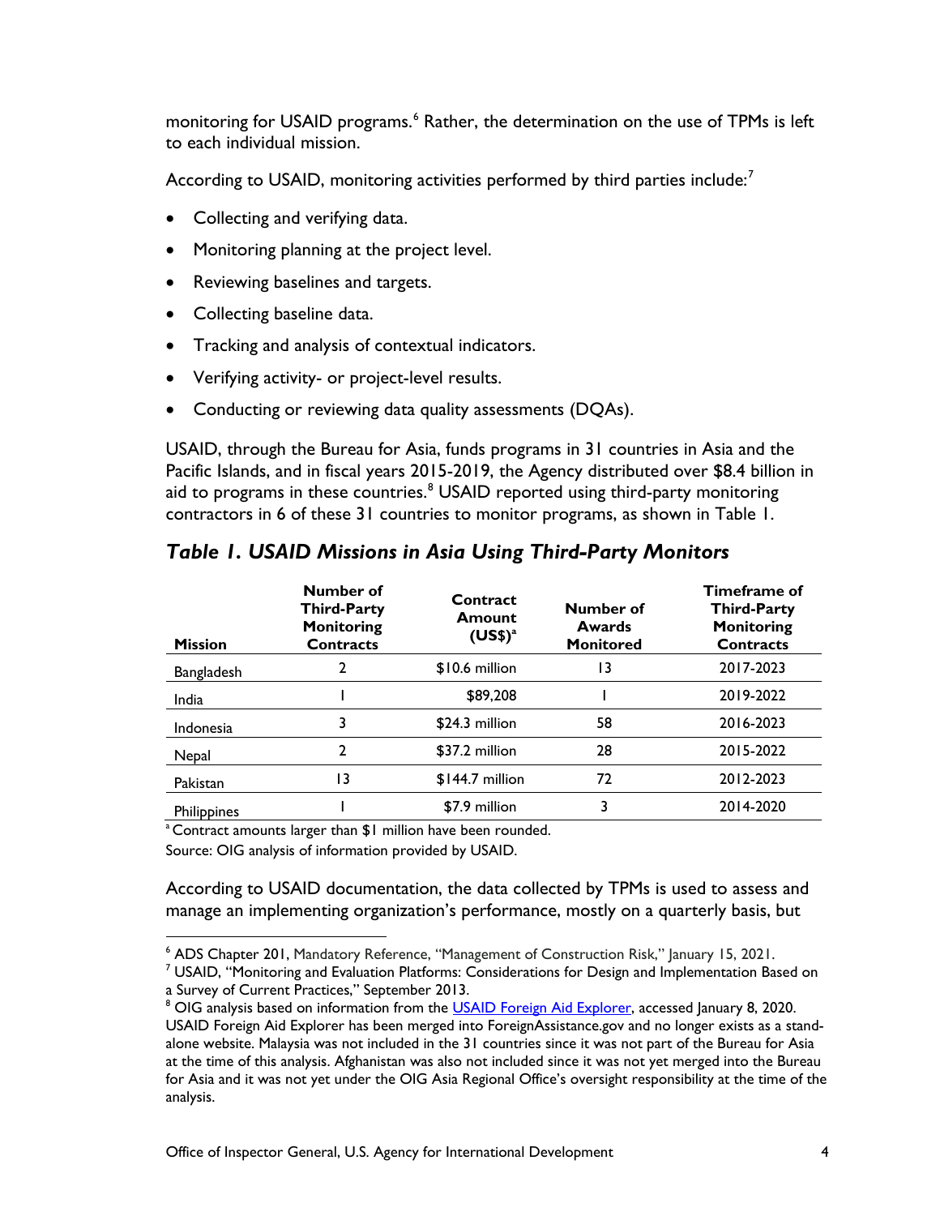monitoring for USAID programs.[6] Rather, the determination on the use of TPMs is left to each individual mission.

According to USAID, monitoring activities performed by third parties include:[7]

- Collecting and verifying data.
- Monitoring planning at the project level.
- Reviewing baselines and targets.
- Collecting baseline data.
- Tracking and analysis of contextual indicators.
- Verifying activity- or project-level results.
- Conducting or reviewing data quality assessments (DQAs).

USAID, through the Bureau for Asia, funds programs in 31 countries in Asia and the Pacific Islands, and in fiscal years 2015-2019, the Agency distributed over $8.4 billion in aid to programs in these countries.[8] USAID reported using third-party monitoring contractors in 6 of these 31 countries to monitor programs, as shown in Table 1.

### *Table 1. USAID Missions in Asia Using Third-Party Monitors*

| Mission | Number of Third-Party Monitoring Contracts | Contract Amount (US$)[a] | Number of Awards Monitored | Timeframe of Third-Party Monitoring Contracts |
|---|---|---|---|---|
| Bangladesh | 2 | $10.6 million | 13 | 2017-2023 |
| India | 1 | $89,208 | 1 | 2019-2022 |
| Indonesia | 3 | $24.3 million | 58 | 2016-2023 |
| Nepal | 2 | $37.2 million | 28 | 2015-2022 |
| Pakistan | 13 | $144.7 million | 72 | 2012-2023 |
| Philippines | 1 | $7.9 million | 3 | 2014-2020 |

[a] Contract amounts larger than $1 million have been rounded.

Source: OIG analysis of information provided by USAID.

According to USAID documentation, the data collected by TPMs is used to assess and manage an implementing organization's performance, mostly on a quarterly basis, but

---

[6] ADS Chapter 201, Mandatory Reference, "Management of Construction Risk," January 15, 2021.

[7] USAID, "Monitoring and Evaluation Platforms: Considerations for Design and Implementation Based on a Survey of Current Practices," September 2013.

[8] OIG analysis based on information from the USAID Foreign Aid Explorer, accessed January 8, 2020. USAID Foreign Aid Explorer has been merged into ForeignAssistance.gov and no longer exists as a stand-alone website. Malaysia was not included in the 31 countries since it was not part of the Bureau for Asia at the time of this analysis. Afghanistan was also not included since it was not yet merged into the Bureau for Asia and it was not yet under the OIG Asia Regional Office's oversight responsibility at the time of the analysis.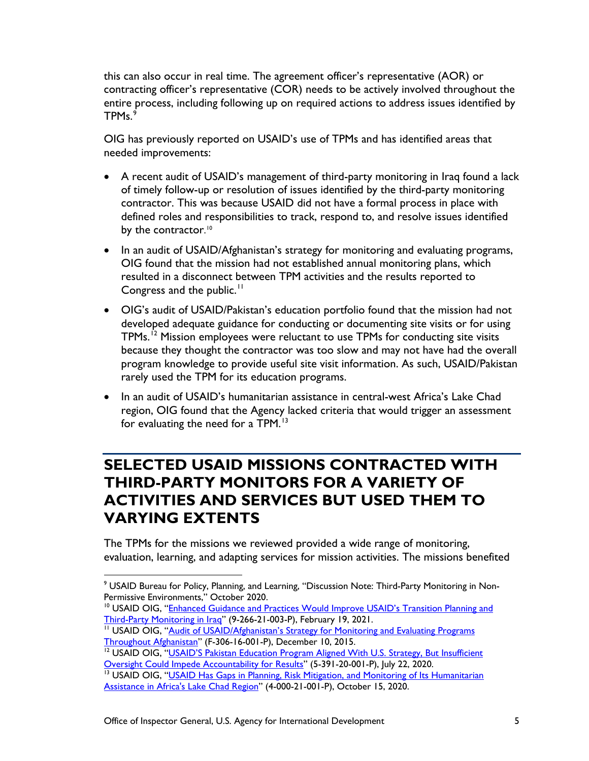this can also occur in real time. The agreement officer's representative (AOR) or contracting officer's representative (COR) needs to be actively involved throughout the entire process, including following up on required actions to address issues identified by TPMs.[9]

OIG has previously reported on USAID's use of TPMs and has identified areas that needed improvements:

- A recent audit of USAID's management of third-party monitoring in Iraq found a lack of timely follow-up or resolution of issues identified by the third-party monitoring contractor. This was because USAID did not have a formal process in place with defined roles and responsibilities to track, respond to, and resolve issues identified by the contractor.[10]
- In an audit of USAID/Afghanistan's strategy for monitoring and evaluating programs, OIG found that the mission had not established annual monitoring plans, which resulted in a disconnect between TPM activities and the results reported to Congress and the public.[11]
- OIG's audit of USAID/Pakistan's education portfolio found that the mission had not developed adequate guidance for conducting or documenting site visits or for using TPMs.[12] Mission employees were reluctant to use TPMs for conducting site visits because they thought the contractor was too slow and may not have had the overall program knowledge to provide useful site visit information. As such, USAID/Pakistan rarely used the TPM for its education programs.
- In an audit of USAID's humanitarian assistance in central-west Africa's Lake Chad region, OIG found that the Agency lacked criteria that would trigger an assessment for evaluating the need for a TPM.[13]

## SELECTED USAID MISSIONS CONTRACTED WITH THIRD-PARTY MONITORS FOR A VARIETY OF ACTIVITIES AND SERVICES BUT USED THEM TO VARYING EXTENTS

The TPMs for the missions we reviewed provided a wide range of monitoring, evaluation, learning, and adapting services for mission activities. The missions benefited

---

[9] USAID Bureau for Policy, Planning, and Learning, "Discussion Note: Third-Party Monitoring in Non-Permissive Environments," October 2020.

[10] USAID OIG, "Enhanced Guidance and Practices Would Improve USAID's Transition Planning and Third-Party Monitoring in Iraq" (9-266-21-003-P), February 19, 2021.

[11] USAID OIG, "Audit of USAID/Afghanistan's Strategy for Monitoring and Evaluating Programs Throughout Afghanistan" (F-306-16-001-P), December 10, 2015.

[12] USAID OIG, "USAID'S Pakistan Education Program Aligned With U.S. Strategy, But Insufficient Oversight Could Impede Accountability for Results" (5-391-20-001-P), July 22, 2020.

[13] USAID OIG, "USAID Has Gaps in Planning, Risk Mitigation, and Monitoring of Its Humanitarian Assistance in Africa's Lake Chad Region" (4-000-21-001-P), October 15, 2020.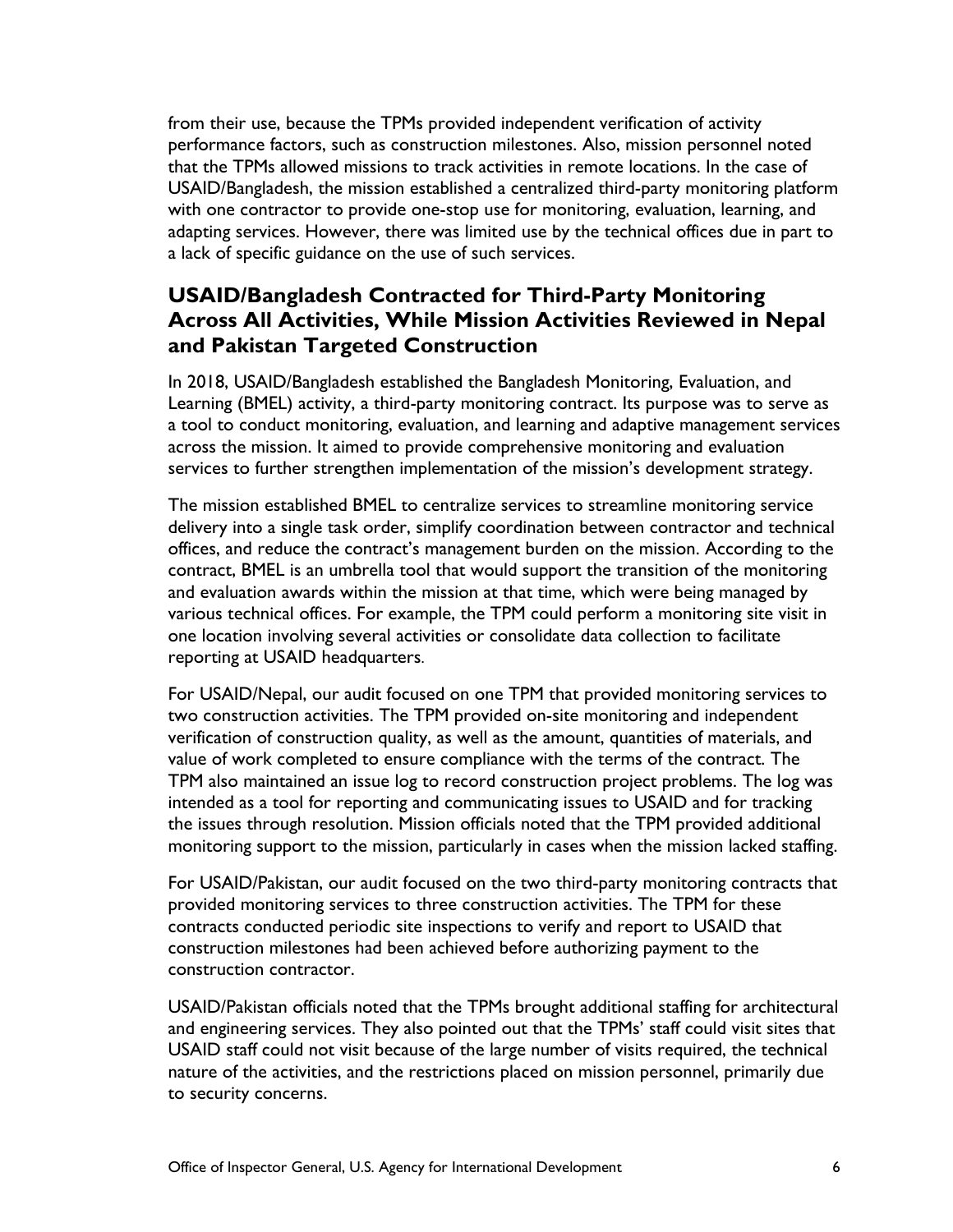from their use, because the TPMs provided independent verification of activity performance factors, such as construction milestones. Also, mission personnel noted that the TPMs allowed missions to track activities in remote locations. In the case of USAID/Bangladesh, the mission established a centralized third-party monitoring platform with one contractor to provide one-stop use for monitoring, evaluation, learning, and adapting services. However, there was limited use by the technical offices due in part to a lack of specific guidance on the use of such services.

## USAID/Bangladesh Contracted for Third-Party Monitoring Across All Activities, While Mission Activities Reviewed in Nepal and Pakistan Targeted Construction

In 2018, USAID/Bangladesh established the Bangladesh Monitoring, Evaluation, and Learning (BMEL) activity, a third-party monitoring contract. Its purpose was to serve as a tool to conduct monitoring, evaluation, and learning and adaptive management services across the mission. It aimed to provide comprehensive monitoring and evaluation services to further strengthen implementation of the mission's development strategy.

The mission established BMEL to centralize services to streamline monitoring service delivery into a single task order, simplify coordination between contractor and technical offices, and reduce the contract's management burden on the mission. According to the contract, BMEL is an umbrella tool that would support the transition of the monitoring and evaluation awards within the mission at that time, which were being managed by various technical offices. For example, the TPM could perform a monitoring site visit in one location involving several activities or consolidate data collection to facilitate reporting at USAID headquarters.

For USAID/Nepal, our audit focused on one TPM that provided monitoring services to two construction activities. The TPM provided on-site monitoring and independent verification of construction quality, as well as the amount, quantities of materials, and value of work completed to ensure compliance with the terms of the contract. The TPM also maintained an issue log to record construction project problems. The log was intended as a tool for reporting and communicating issues to USAID and for tracking the issues through resolution. Mission officials noted that the TPM provided additional monitoring support to the mission, particularly in cases when the mission lacked staffing.

For USAID/Pakistan, our audit focused on the two third-party monitoring contracts that provided monitoring services to three construction activities. The TPM for these contracts conducted periodic site inspections to verify and report to USAID that construction milestones had been achieved before authorizing payment to the construction contractor.

USAID/Pakistan officials noted that the TPMs brought additional staffing for architectural and engineering services. They also pointed out that the TPMs' staff could visit sites that USAID staff could not visit because of the large number of visits required, the technical nature of the activities, and the restrictions placed on mission personnel, primarily due to security concerns.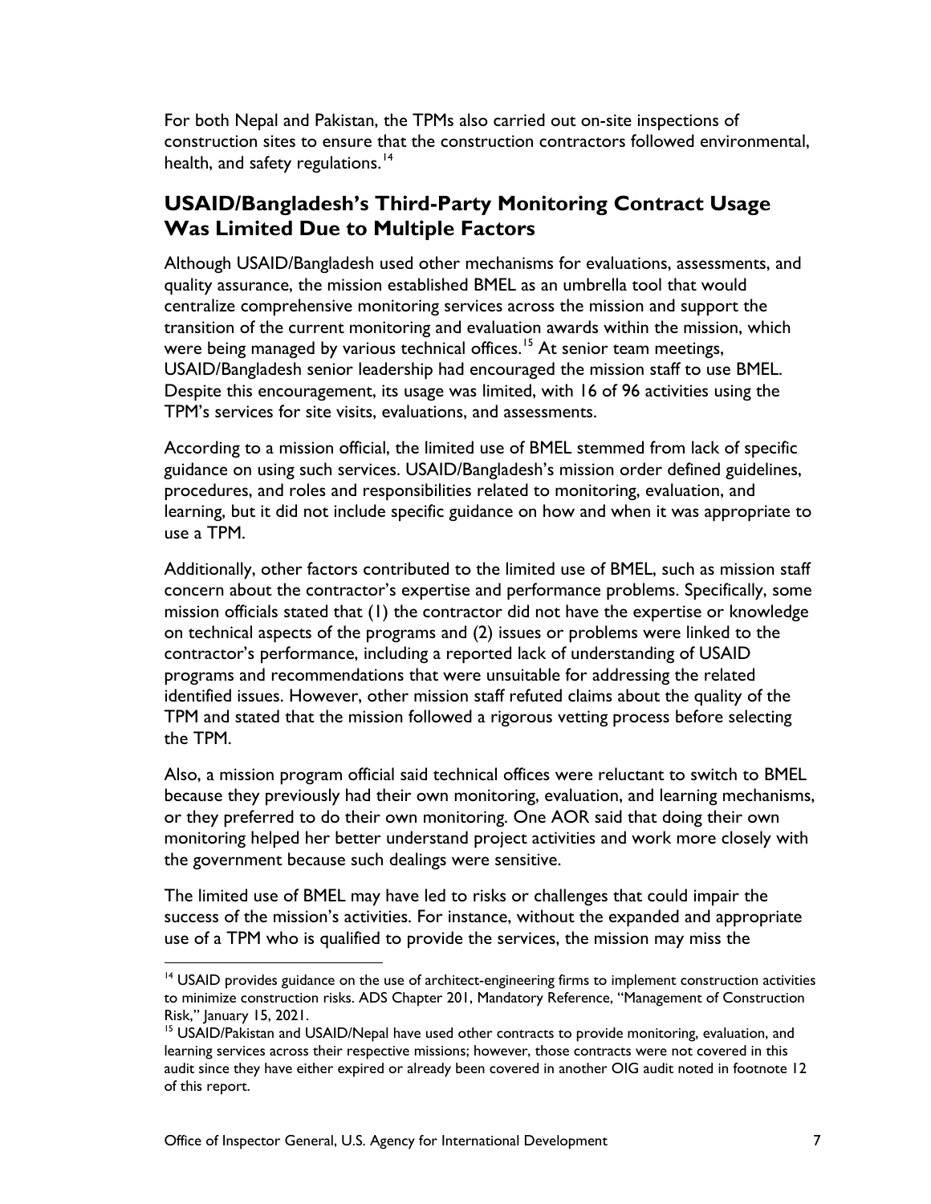For both Nepal and Pakistan, the TPMs also carried out on-site inspections of construction sites to ensure that the construction contractors followed environmental, health, and safety regulations.[14]

## USAID/Bangladesh's Third-Party Monitoring Contract Usage Was Limited Due to Multiple Factors

Although USAID/Bangladesh used other mechanisms for evaluations, assessments, and quality assurance, the mission established BMEL as an umbrella tool that would centralize comprehensive monitoring services across the mission and support the transition of the current monitoring and evaluation awards within the mission, which were being managed by various technical offices.[15] At senior team meetings, USAID/Bangladesh senior leadership had encouraged the mission staff to use BMEL. Despite this encouragement, its usage was limited, with 16 of 96 activities using the TPM's services for site visits, evaluations, and assessments.

According to a mission official, the limited use of BMEL stemmed from lack of specific guidance on using such services. USAID/Bangladesh's mission order defined guidelines, procedures, and roles and responsibilities related to monitoring, evaluation, and learning, but it did not include specific guidance on how and when it was appropriate to use a TPM.

Additionally, other factors contributed to the limited use of BMEL, such as mission staff concern about the contractor's expertise and performance problems. Specifically, some mission officials stated that (1) the contractor did not have the expertise or knowledge on technical aspects of the programs and (2) issues or problems were linked to the contractor's performance, including a reported lack of understanding of USAID programs and recommendations that were unsuitable for addressing the related identified issues. However, other mission staff refuted claims about the quality of the TPM and stated that the mission followed a rigorous vetting process before selecting the TPM.

Also, a mission program official said technical offices were reluctant to switch to BMEL because they previously had their own monitoring, evaluation, and learning mechanisms, or they preferred to do their own monitoring. One AOR said that doing their own monitoring helped her better understand project activities and work more closely with the government because such dealings were sensitive.

The limited use of BMEL may have led to risks or challenges that could impair the success of the mission's activities. For instance, without the expanded and appropriate use of a TPM who is qualified to provide the services, the mission may miss the

[14] USAID provides guidance on the use of architect-engineering firms to implement construction activities to minimize construction risks. ADS Chapter 201, Mandatory Reference, "Management of Construction Risk," January 15, 2021.

[15] USAID/Pakistan and USAID/Nepal have used other contracts to provide monitoring, evaluation, and learning services across their respective missions; however, those contracts were not covered in this audit since they have either expired or already been covered in another OIG audit noted in footnote 12 of this report.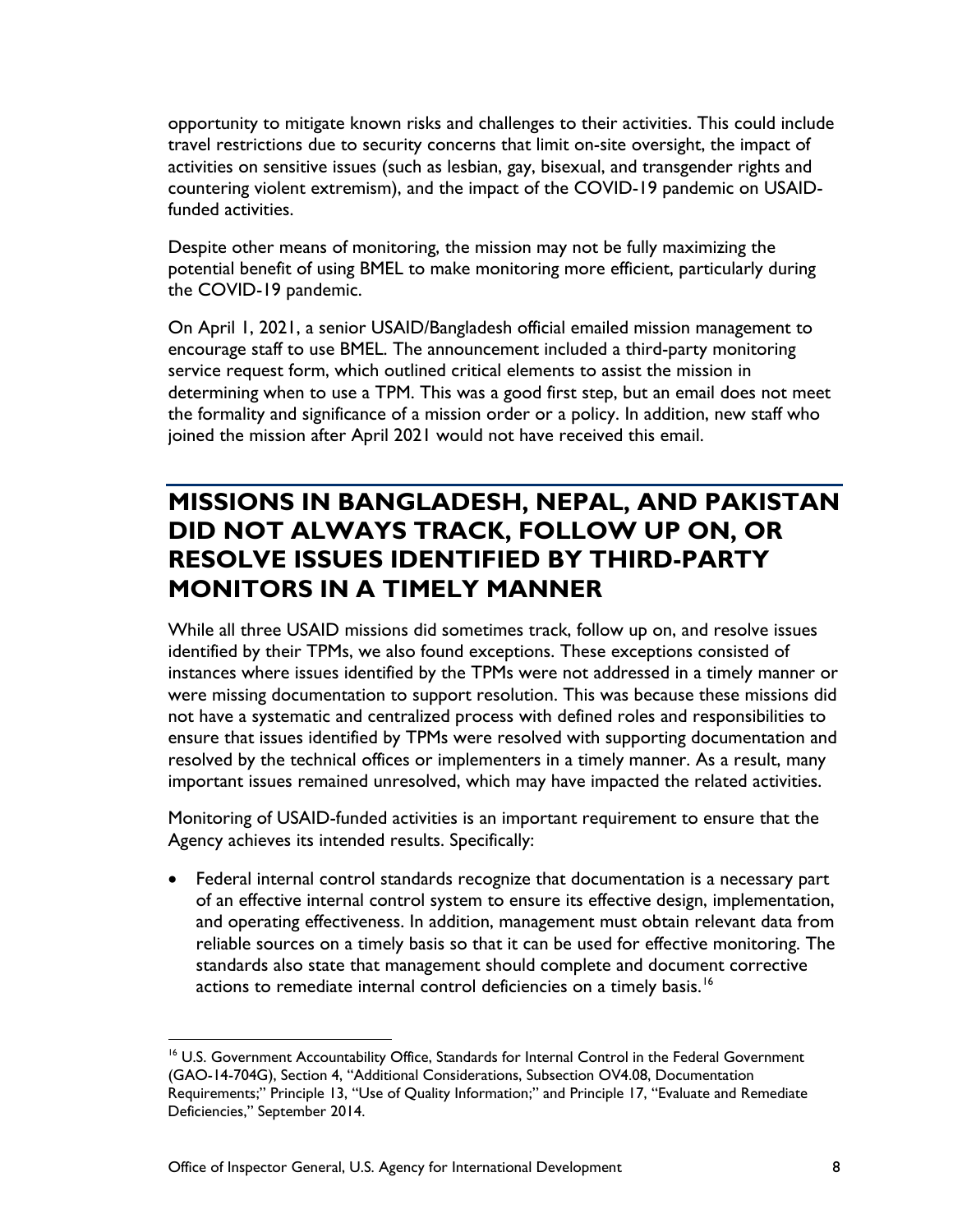opportunity to mitigate known risks and challenges to their activities. This could include travel restrictions due to security concerns that limit on-site oversight, the impact of activities on sensitive issues (such as lesbian, gay, bisexual, and transgender rights and countering violent extremism), and the impact of the COVID-19 pandemic on USAID-funded activities.

Despite other means of monitoring, the mission may not be fully maximizing the potential benefit of using BMEL to make monitoring more efficient, particularly during the COVID-19 pandemic.

On April 1, 2021, a senior USAID/Bangladesh official emailed mission management to encourage staff to use BMEL. The announcement included a third-party monitoring service request form, which outlined critical elements to assist the mission in determining when to use a TPM. This was a good first step, but an email does not meet the formality and significance of a mission order or a policy. In addition, new staff who joined the mission after April 2021 would not have received this email.

## MISSIONS IN BANGLADESH, NEPAL, AND PAKISTAN DID NOT ALWAYS TRACK, FOLLOW UP ON, OR RESOLVE ISSUES IDENTIFIED BY THIRD-PARTY MONITORS IN A TIMELY MANNER

While all three USAID missions did sometimes track, follow up on, and resolve issues identified by their TPMs, we also found exceptions. These exceptions consisted of instances where issues identified by the TPMs were not addressed in a timely manner or were missing documentation to support resolution. This was because these missions did not have a systematic and centralized process with defined roles and responsibilities to ensure that issues identified by TPMs were resolved with supporting documentation and resolved by the technical offices or implementers in a timely manner. As a result, many important issues remained unresolved, which may have impacted the related activities.

Monitoring of USAID-funded activities is an important requirement to ensure that the Agency achieves its intended results. Specifically:

- Federal internal control standards recognize that documentation is a necessary part of an effective internal control system to ensure its effective design, implementation, and operating effectiveness. In addition, management must obtain relevant data from reliable sources on a timely basis so that it can be used for effective monitoring. The standards also state that management should complete and document corrective actions to remediate internal control deficiencies on a timely basis.[16]

---

[16] U.S. Government Accountability Office, Standards for Internal Control in the Federal Government (GAO-14-704G), Section 4, "Additional Considerations, Subsection OV4.08, Documentation Requirements;" Principle 13, "Use of Quality Information;" and Principle 17, "Evaluate and Remediate Deficiencies," September 2014.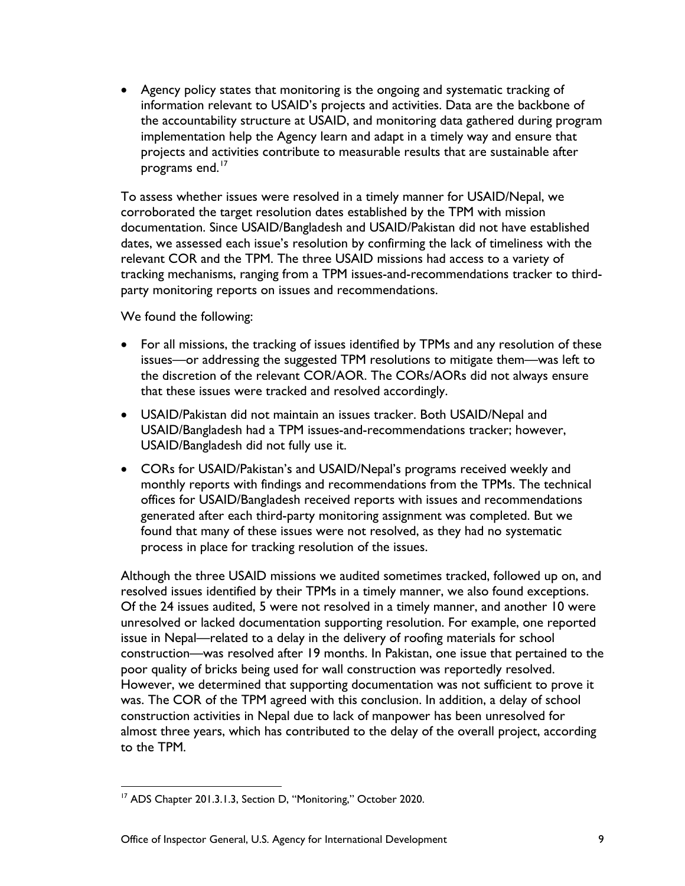- Agency policy states that monitoring is the ongoing and systematic tracking of information relevant to USAID's projects and activities. Data are the backbone of the accountability structure at USAID, and monitoring data gathered during program implementation help the Agency learn and adapt in a timely way and ensure that projects and activities contribute to measurable results that are sustainable after programs end.[17]

To assess whether issues were resolved in a timely manner for USAID/Nepal, we corroborated the target resolution dates established by the TPM with mission documentation. Since USAID/Bangladesh and USAID/Pakistan did not have established dates, we assessed each issue's resolution by confirming the lack of timeliness with the relevant COR and the TPM. The three USAID missions had access to a variety of tracking mechanisms, ranging from a TPM issues-and-recommendations tracker to third-party monitoring reports on issues and recommendations.

We found the following:

- For all missions, the tracking of issues identified by TPMs and any resolution of these issues—or addressing the suggested TPM resolutions to mitigate them—was left to the discretion of the relevant COR/AOR. The CORs/AORs did not always ensure that these issues were tracked and resolved accordingly.
- USAID/Pakistan did not maintain an issues tracker. Both USAID/Nepal and USAID/Bangladesh had a TPM issues-and-recommendations tracker; however, USAID/Bangladesh did not fully use it.
- CORs for USAID/Pakistan's and USAID/Nepal's programs received weekly and monthly reports with findings and recommendations from the TPMs. The technical offices for USAID/Bangladesh received reports with issues and recommendations generated after each third-party monitoring assignment was completed. But we found that many of these issues were not resolved, as they had no systematic process in place for tracking resolution of the issues.

Although the three USAID missions we audited sometimes tracked, followed up on, and resolved issues identified by their TPMs in a timely manner, we also found exceptions. Of the 24 issues audited, 5 were not resolved in a timely manner, and another 10 were unresolved or lacked documentation supporting resolution. For example, one reported issue in Nepal—related to a delay in the delivery of roofing materials for school construction—was resolved after 19 months. In Pakistan, one issue that pertained to the poor quality of bricks being used for wall construction was reportedly resolved. However, we determined that supporting documentation was not sufficient to prove it was. The COR of the TPM agreed with this conclusion. In addition, a delay of school construction activities in Nepal due to lack of manpower has been unresolved for almost three years, which has contributed to the delay of the overall project, according to the TPM.

[17] ADS Chapter 201.3.1.3, Section D, "Monitoring," October 2020.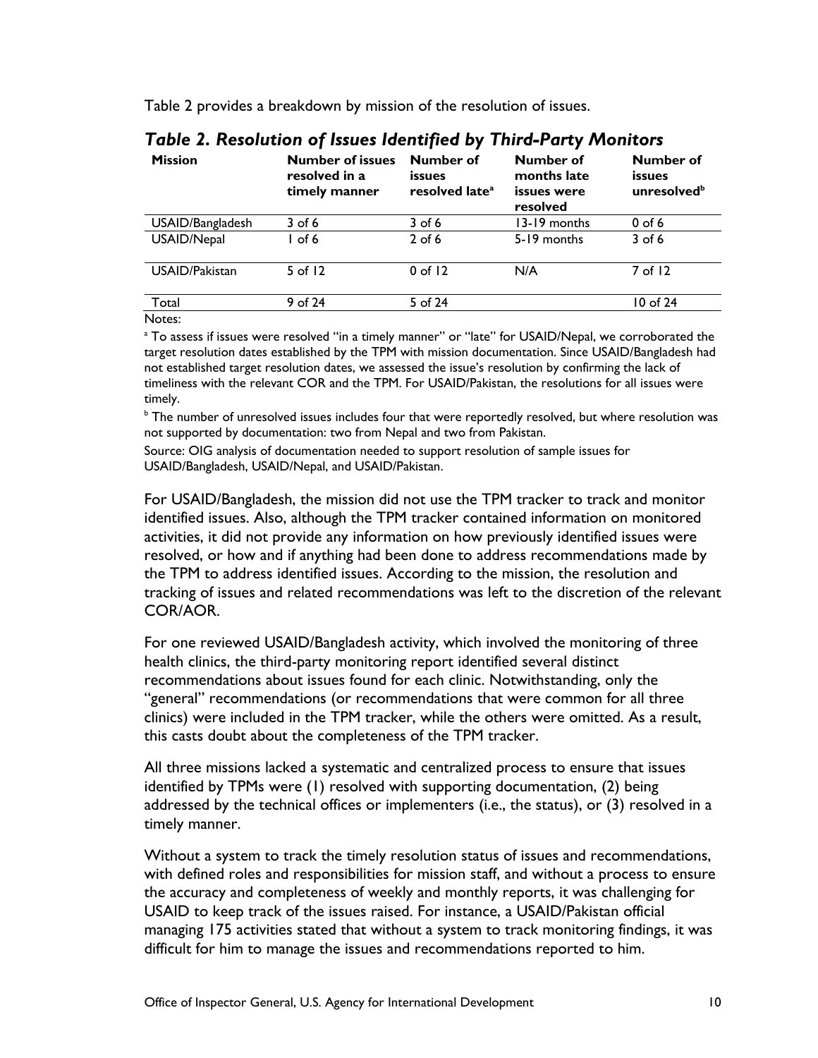Table 2 provides a breakdown by mission of the resolution of issues.

### *Table 2. Resolution of Issues Identified by Third-Party Monitors*

| Mission | Number of issues resolved in a timely manner | Number of issues resolved late[a] | Number of months late issues were resolved | Number of issues unresolved[b] |
|---|---|---|---|---|
| USAID/Bangladesh | 3 of 6 | 3 of 6 | 13-19 months | 0 of 6 |
| USAID/Nepal | 1 of 6 | 2 of 6 | 5-19 months | 3 of 6 |
| USAID/Pakistan | 5 of 12 | 0 of 12 | N/A | 7 of 12 |
| Total | 9 of 24 | 5 of 24 | | 10 of 24 |

Notes:

[a] To assess if issues were resolved "in a timely manner" or "late" for USAID/Nepal, we corroborated the target resolution dates established by the TPM with mission documentation. Since USAID/Bangladesh had not established target resolution dates, we assessed the issue's resolution by confirming the lack of timeliness with the relevant COR and the TPM. For USAID/Pakistan, the resolutions for all issues were timely.

[b] The number of unresolved issues includes four that were reportedly resolved, but where resolution was not supported by documentation: two from Nepal and two from Pakistan.

Source: OIG analysis of documentation needed to support resolution of sample issues for USAID/Bangladesh, USAID/Nepal, and USAID/Pakistan.

For USAID/Bangladesh, the mission did not use the TPM tracker to track and monitor identified issues. Also, although the TPM tracker contained information on monitored activities, it did not provide any information on how previously identified issues were resolved, or how and if anything had been done to address recommendations made by the TPM to address identified issues. According to the mission, the resolution and tracking of issues and related recommendations was left to the discretion of the relevant COR/AOR.

For one reviewed USAID/Bangladesh activity, which involved the monitoring of three health clinics, the third-party monitoring report identified several distinct recommendations about issues found for each clinic. Notwithstanding, only the "general" recommendations (or recommendations that were common for all three clinics) were included in the TPM tracker, while the others were omitted. As a result, this casts doubt about the completeness of the TPM tracker.

All three missions lacked a systematic and centralized process to ensure that issues identified by TPMs were (1) resolved with supporting documentation, (2) being addressed by the technical offices or implementers (i.e., the status), or (3) resolved in a timely manner.

Without a system to track the timely resolution status of issues and recommendations, with defined roles and responsibilities for mission staff, and without a process to ensure the accuracy and completeness of weekly and monthly reports, it was challenging for USAID to keep track of the issues raised. For instance, a USAID/Pakistan official managing 175 activities stated that without a system to track monitoring findings, it was difficult for him to manage the issues and recommendations reported to him.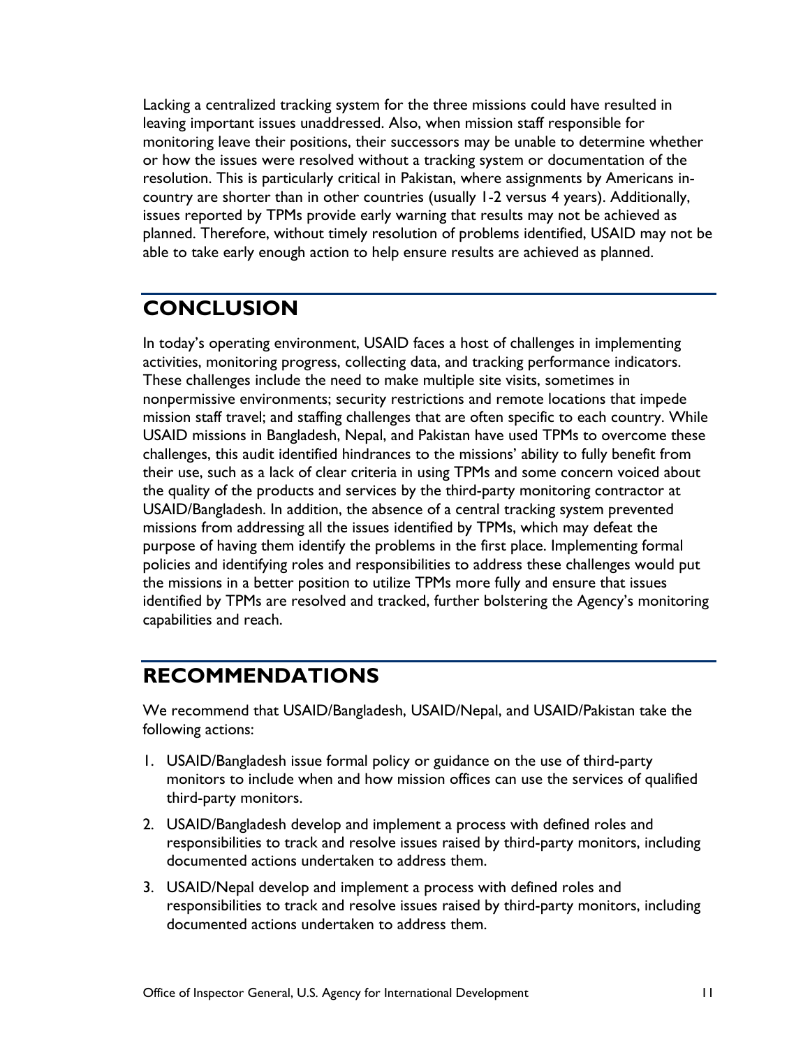Lacking a centralized tracking system for the three missions could have resulted in leaving important issues unaddressed. Also, when mission staff responsible for monitoring leave their positions, their successors may be unable to determine whether or how the issues were resolved without a tracking system or documentation of the resolution. This is particularly critical in Pakistan, where assignments by Americans in-country are shorter than in other countries (usually 1-2 versus 4 years). Additionally, issues reported by TPMs provide early warning that results may not be achieved as planned. Therefore, without timely resolution of problems identified, USAID may not be able to take early enough action to help ensure results are achieved as planned.

## CONCLUSION

In today's operating environment, USAID faces a host of challenges in implementing activities, monitoring progress, collecting data, and tracking performance indicators. These challenges include the need to make multiple site visits, sometimes in nonpermissive environments; security restrictions and remote locations that impede mission staff travel; and staffing challenges that are often specific to each country. While USAID missions in Bangladesh, Nepal, and Pakistan have used TPMs to overcome these challenges, this audit identified hindrances to the missions' ability to fully benefit from their use, such as a lack of clear criteria in using TPMs and some concern voiced about the quality of the products and services by the third-party monitoring contractor at USAID/Bangladesh. In addition, the absence of a central tracking system prevented missions from addressing all the issues identified by TPMs, which may defeat the purpose of having them identify the problems in the first place. Implementing formal policies and identifying roles and responsibilities to address these challenges would put the missions in a better position to utilize TPMs more fully and ensure that issues identified by TPMs are resolved and tracked, further bolstering the Agency's monitoring capabilities and reach.

## RECOMMENDATIONS

We recommend that USAID/Bangladesh, USAID/Nepal, and USAID/Pakistan take the following actions:

1. USAID/Bangladesh issue formal policy or guidance on the use of third-party monitors to include when and how mission offices can use the services of qualified third-party monitors.
2. USAID/Bangladesh develop and implement a process with defined roles and responsibilities to track and resolve issues raised by third-party monitors, including documented actions undertaken to address them.
3. USAID/Nepal develop and implement a process with defined roles and responsibilities to track and resolve issues raised by third-party monitors, including documented actions undertaken to address them.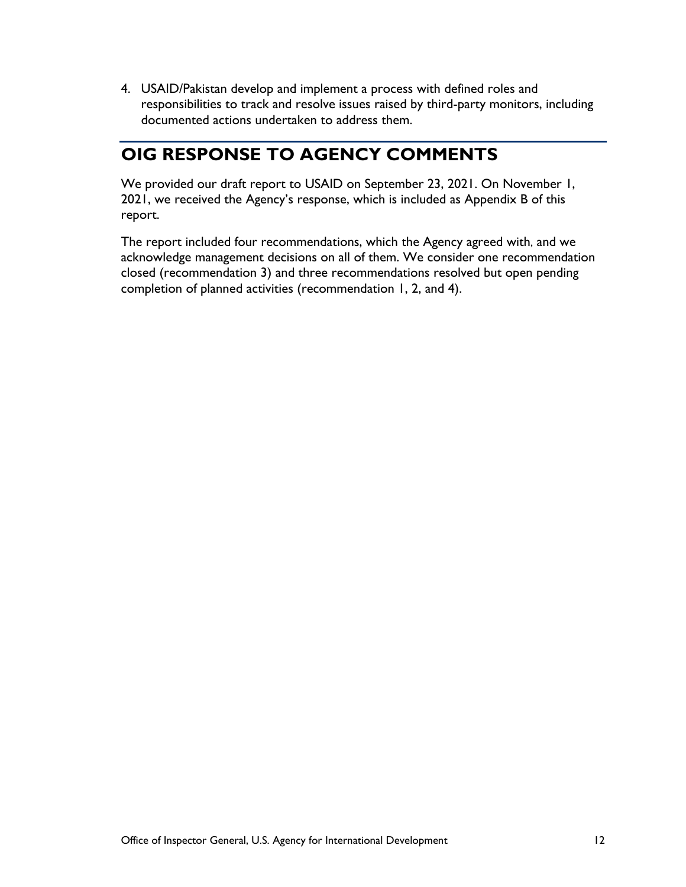4. USAID/Pakistan develop and implement a process with defined roles and responsibilities to track and resolve issues raised by third-party monitors, including documented actions undertaken to address them.

## OIG RESPONSE TO AGENCY COMMENTS

We provided our draft report to USAID on September 23, 2021. On November 1, 2021, we received the Agency's response, which is included as Appendix B of this report.

The report included four recommendations, which the Agency agreed with, and we acknowledge management decisions on all of them. We consider one recommendation closed (recommendation 3) and three recommendations resolved but open pending completion of planned activities (recommendation 1, 2, and 4).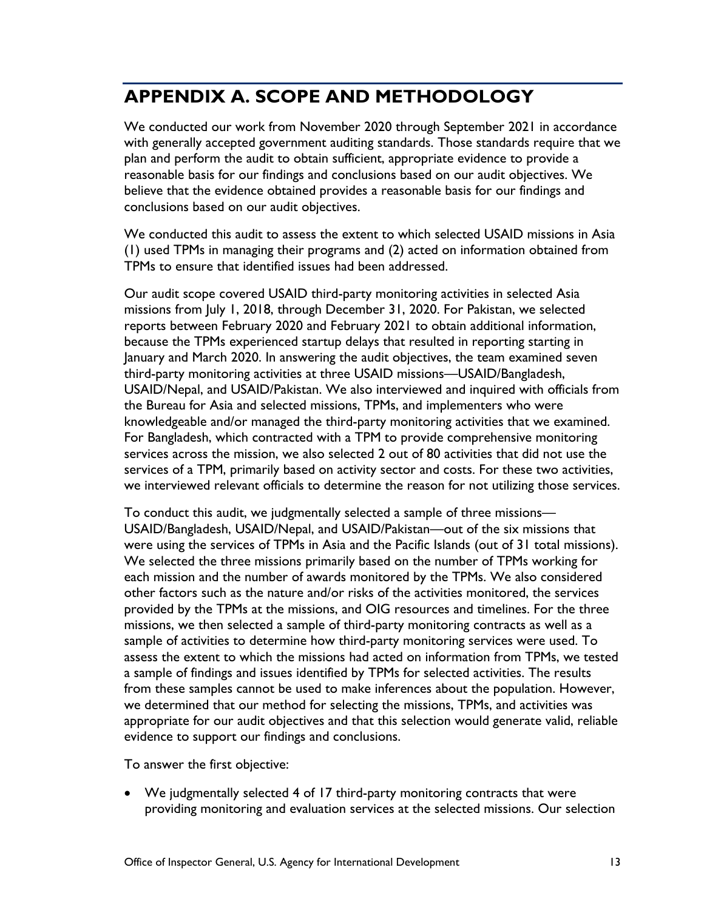# APPENDIX A. SCOPE AND METHODOLOGY

We conducted our work from November 2020 through September 2021 in accordance with generally accepted government auditing standards. Those standards require that we plan and perform the audit to obtain sufficient, appropriate evidence to provide a reasonable basis for our findings and conclusions based on our audit objectives. We believe that the evidence obtained provides a reasonable basis for our findings and conclusions based on our audit objectives.

We conducted this audit to assess the extent to which selected USAID missions in Asia (1) used TPMs in managing their programs and (2) acted on information obtained from TPMs to ensure that identified issues had been addressed.

Our audit scope covered USAID third-party monitoring activities in selected Asia missions from July 1, 2018, through December 31, 2020. For Pakistan, we selected reports between February 2020 and February 2021 to obtain additional information, because the TPMs experienced startup delays that resulted in reporting starting in January and March 2020. In answering the audit objectives, the team examined seven third-party monitoring activities at three USAID missions—USAID/Bangladesh, USAID/Nepal, and USAID/Pakistan. We also interviewed and inquired with officials from the Bureau for Asia and selected missions, TPMs, and implementers who were knowledgeable and/or managed the third-party monitoring activities that we examined. For Bangladesh, which contracted with a TPM to provide comprehensive monitoring services across the mission, we also selected 2 out of 80 activities that did not use the services of a TPM, primarily based on activity sector and costs. For these two activities, we interviewed relevant officials to determine the reason for not utilizing those services.

To conduct this audit, we judgmentally selected a sample of three missions—USAID/Bangladesh, USAID/Nepal, and USAID/Pakistan—out of the six missions that were using the services of TPMs in Asia and the Pacific Islands (out of 31 total missions). We selected the three missions primarily based on the number of TPMs working for each mission and the number of awards monitored by the TPMs. We also considered other factors such as the nature and/or risks of the activities monitored, the services provided by the TPMs at the missions, and OIG resources and timelines. For the three missions, we then selected a sample of third-party monitoring contracts as well as a sample of activities to determine how third-party monitoring services were used. To assess the extent to which the missions had acted on information from TPMs, we tested a sample of findings and issues identified by TPMs for selected activities. The results from these samples cannot be used to make inferences about the population. However, we determined that our method for selecting the missions, TPMs, and activities was appropriate for our audit objectives and that this selection would generate valid, reliable evidence to support our findings and conclusions.

To answer the first objective:

- We judgmentally selected 4 of 17 third-party monitoring contracts that were providing monitoring and evaluation services at the selected missions. Our selection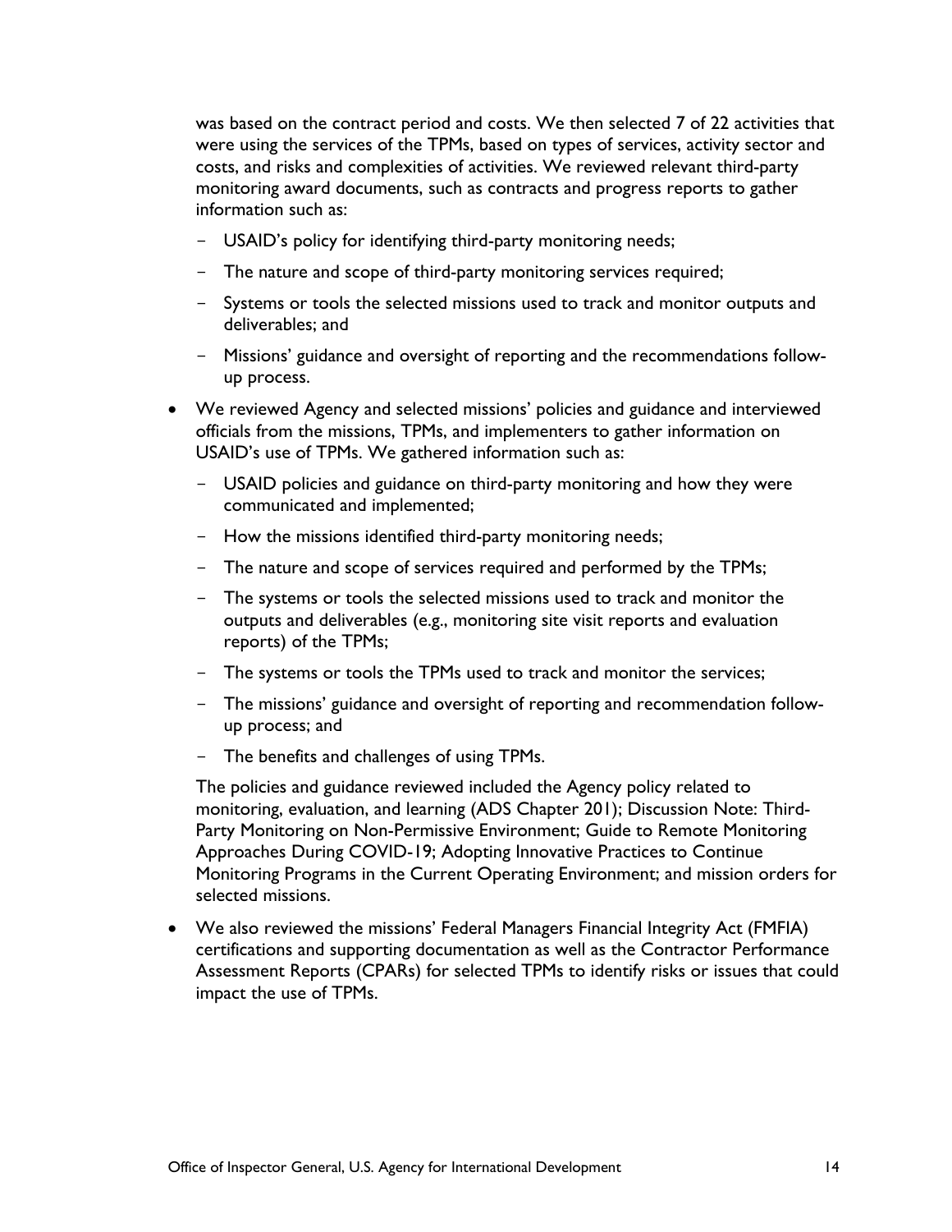was based on the contract period and costs. We then selected 7 of 22 activities that were using the services of the TPMs, based on types of services, activity sector and costs, and risks and complexities of activities. We reviewed relevant third-party monitoring award documents, such as contracts and progress reports to gather information such as:

  - USAID's policy for identifying third-party monitoring needs;
  - The nature and scope of third-party monitoring services required;
  - Systems or tools the selected missions used to track and monitor outputs and deliverables; and
  - Missions' guidance and oversight of reporting and the recommendations follow-up process.

- We reviewed Agency and selected missions' policies and guidance and interviewed officials from the missions, TPMs, and implementers to gather information on USAID's use of TPMs. We gathered information such as:

  - USAID policies and guidance on third-party monitoring and how they were communicated and implemented;
  - How the missions identified third-party monitoring needs;
  - The nature and scope of services required and performed by the TPMs;
  - The systems or tools the selected missions used to track and monitor the outputs and deliverables (e.g., monitoring site visit reports and evaluation reports) of the TPMs;
  - The systems or tools the TPMs used to track and monitor the services;
  - The missions' guidance and oversight of reporting and recommendation follow-up process; and
  - The benefits and challenges of using TPMs.

  The policies and guidance reviewed included the Agency policy related to monitoring, evaluation, and learning (ADS Chapter 201); Discussion Note: Third-Party Monitoring on Non-Permissive Environment; Guide to Remote Monitoring Approaches During COVID-19; Adopting Innovative Practices to Continue Monitoring Programs in the Current Operating Environment; and mission orders for selected missions.

- We also reviewed the missions' Federal Managers Financial Integrity Act (FMFIA) certifications and supporting documentation as well as the Contractor Performance Assessment Reports (CPARs) for selected TPMs to identify risks or issues that could impact the use of TPMs.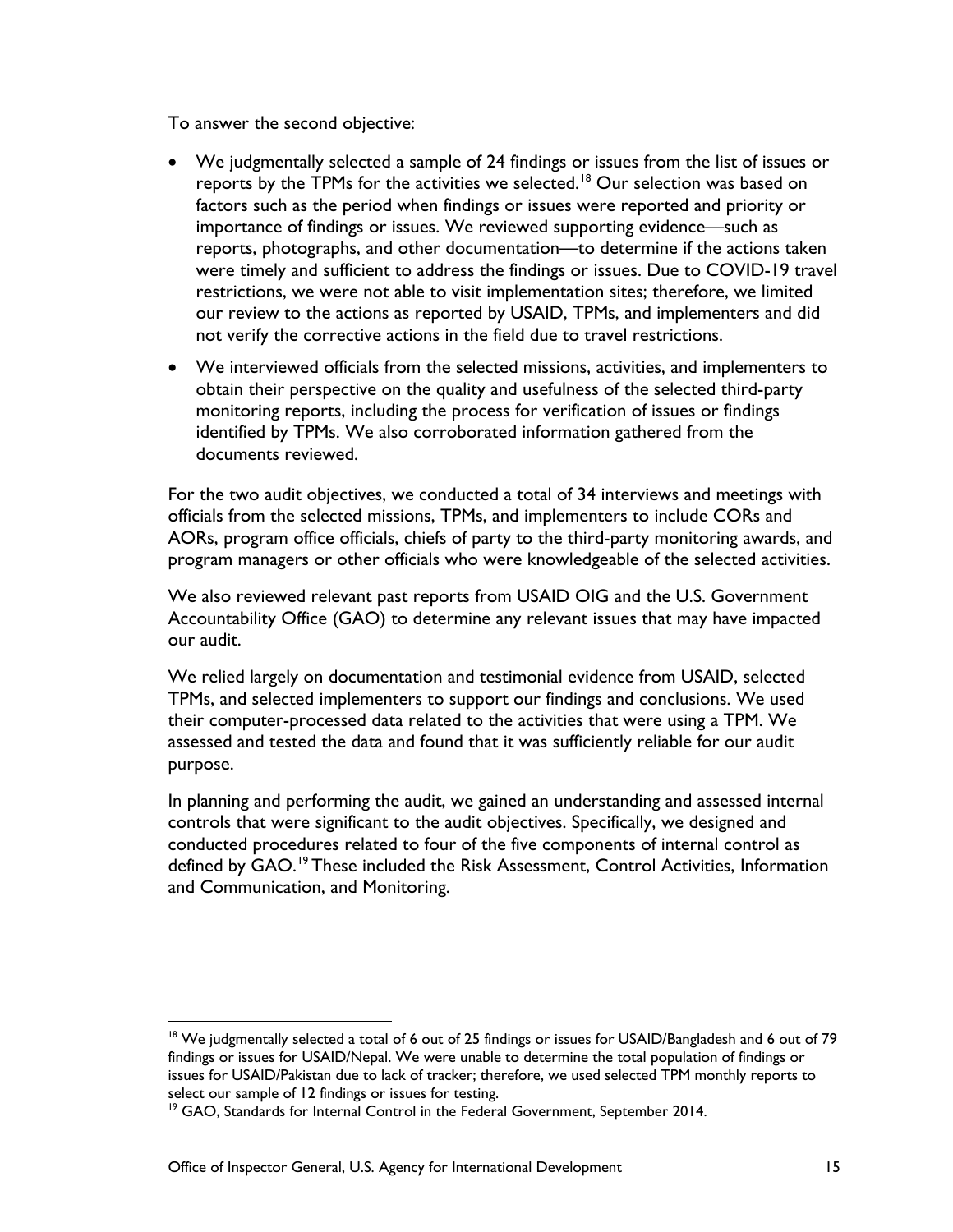To answer the second objective:

- We judgmentally selected a sample of 24 findings or issues from the list of issues or reports by the TPMs for the activities we selected.[18] Our selection was based on factors such as the period when findings or issues were reported and priority or importance of findings or issues. We reviewed supporting evidence—such as reports, photographs, and other documentation—to determine if the actions taken were timely and sufficient to address the findings or issues. Due to COVID-19 travel restrictions, we were not able to visit implementation sites; therefore, we limited our review to the actions as reported by USAID, TPMs, and implementers and did not verify the corrective actions in the field due to travel restrictions.
- We interviewed officials from the selected missions, activities, and implementers to obtain their perspective on the quality and usefulness of the selected third-party monitoring reports, including the process for verification of issues or findings identified by TPMs. We also corroborated information gathered from the documents reviewed.

For the two audit objectives, we conducted a total of 34 interviews and meetings with officials from the selected missions, TPMs, and implementers to include CORs and AORs, program office officials, chiefs of party to the third-party monitoring awards, and program managers or other officials who were knowledgeable of the selected activities.

We also reviewed relevant past reports from USAID OIG and the U.S. Government Accountability Office (GAO) to determine any relevant issues that may have impacted our audit.

We relied largely on documentation and testimonial evidence from USAID, selected TPMs, and selected implementers to support our findings and conclusions. We used their computer-processed data related to the activities that were using a TPM. We assessed and tested the data and found that it was sufficiently reliable for our audit purpose.

In planning and performing the audit, we gained an understanding and assessed internal controls that were significant to the audit objectives. Specifically, we designed and conducted procedures related to four of the five components of internal control as defined by GAO.[19] These included the Risk Assessment, Control Activities, Information and Communication, and Monitoring.

---

[18] We judgmentally selected a total of 6 out of 25 findings or issues for USAID/Bangladesh and 6 out of 79 findings or issues for USAID/Nepal. We were unable to determine the total population of findings or issues for USAID/Pakistan due to lack of tracker; therefore, we used selected TPM monthly reports to select our sample of 12 findings or issues for testing.

[19] GAO, Standards for Internal Control in the Federal Government, September 2014.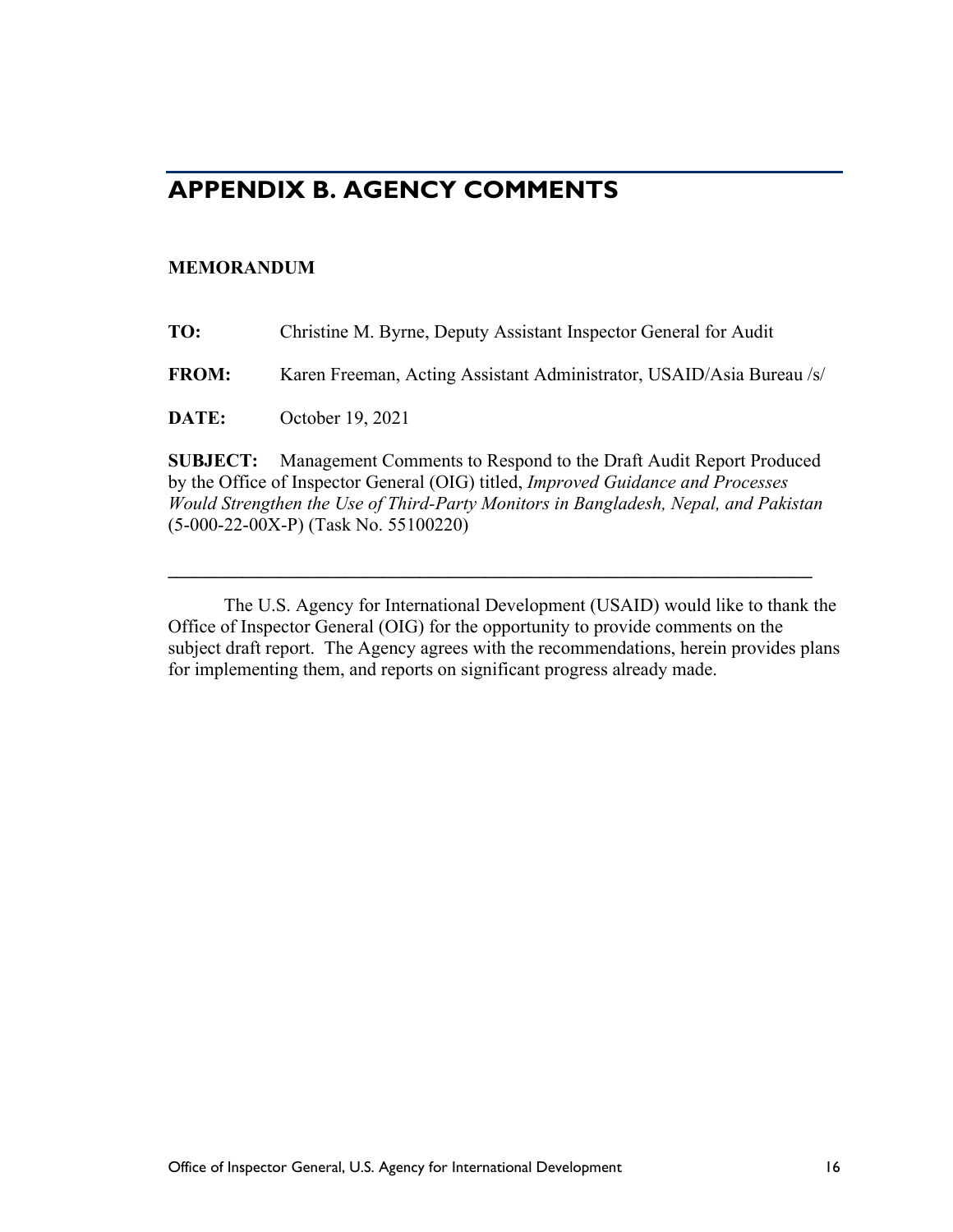## APPENDIX B. AGENCY COMMENTS

**MEMORANDUM**

**TO:** Christine M. Byrne, Deputy Assistant Inspector General for Audit

**FROM:** Karen Freeman, Acting Assistant Administrator, USAID/Asia Bureau /s/

**DATE:** October 19, 2021

**SUBJECT:** Management Comments to Respond to the Draft Audit Report Produced by the Office of Inspector General (OIG) titled, *Improved Guidance and Processes Would Strengthen the Use of Third-Party Monitors in Bangladesh, Nepal, and Pakistan* (5-000-22-00X-P) (Task No. 55100220)

---

The U.S. Agency for International Development (USAID) would like to thank the Office of Inspector General (OIG) for the opportunity to provide comments on the subject draft report. The Agency agrees with the recommendations, herein provides plans for implementing them, and reports on significant progress already made.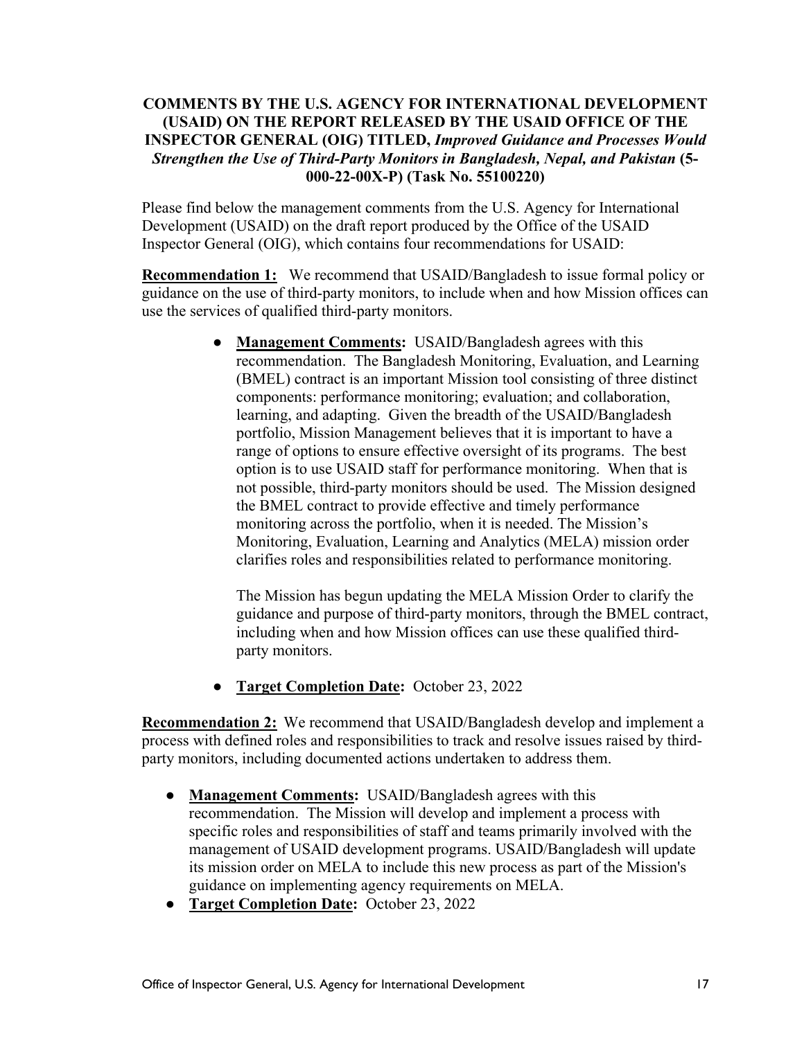**COMMENTS BY THE U.S. AGENCY FOR INTERNATIONAL DEVELOPMENT (USAID) ON THE REPORT RELEASED BY THE USAID OFFICE OF THE INSPECTOR GENERAL (OIG) TITLED, *Improved Guidance and Processes Would Strengthen the Use of Third-Party Monitors in Bangladesh, Nepal, and Pakistan* (5-000-22-00X-P) (Task No. 55100220)**

Please find below the management comments from the U.S. Agency for International Development (USAID) on the draft report produced by the Office of the USAID Inspector General (OIG), which contains four recommendations for USAID:

**Recommendation 1:** We recommend that USAID/Bangladesh to issue formal policy or guidance on the use of third-party monitors, to include when and how Mission offices can use the services of qualified third-party monitors.

- **Management Comments:** USAID/Bangladesh agrees with this recommendation. The Bangladesh Monitoring, Evaluation, and Learning (BMEL) contract is an important Mission tool consisting of three distinct components: performance monitoring; evaluation; and collaboration, learning, and adapting. Given the breadth of the USAID/Bangladesh portfolio, Mission Management believes that it is important to have a range of options to ensure effective oversight of its programs. The best option is to use USAID staff for performance monitoring. When that is not possible, third-party monitors should be used. The Mission designed the BMEL contract to provide effective and timely performance monitoring across the portfolio, when it is needed. The Mission's Monitoring, Evaluation, Learning and Analytics (MELA) mission order clarifies roles and responsibilities related to performance monitoring.

  The Mission has begun updating the MELA Mission Order to clarify the guidance and purpose of third-party monitors, through the BMEL contract, including when and how Mission offices can use these qualified third-party monitors.

- **Target Completion Date:** October 23, 2022

**Recommendation 2:** We recommend that USAID/Bangladesh develop and implement a process with defined roles and responsibilities to track and resolve issues raised by third-party monitors, including documented actions undertaken to address them.

- **Management Comments:** USAID/Bangladesh agrees with this recommendation. The Mission will develop and implement a process with specific roles and responsibilities of staff and teams primarily involved with the management of USAID development programs. USAID/Bangladesh will update its mission order on MELA to include this new process as part of the Mission's guidance on implementing agency requirements on MELA.
- **Target Completion Date:** October 23, 2022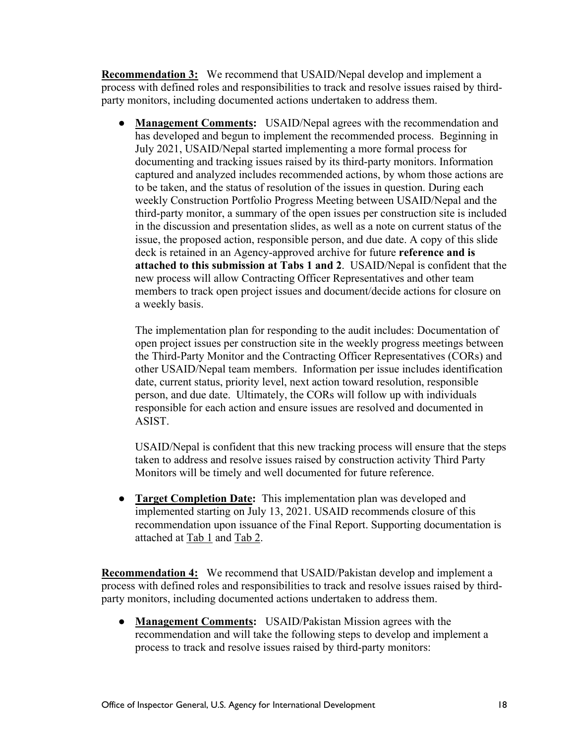**Recommendation 3:** We recommend that USAID/Nepal develop and implement a process with defined roles and responsibilities to track and resolve issues raised by third-party monitors, including documented actions undertaken to address them.

- **Management Comments:** USAID/Nepal agrees with the recommendation and has developed and begun to implement the recommended process. Beginning in July 2021, USAID/Nepal started implementing a more formal process for documenting and tracking issues raised by its third-party monitors. Information captured and analyzed includes recommended actions, by whom those actions are to be taken, and the status of resolution of the issues in question. During each weekly Construction Portfolio Progress Meeting between USAID/Nepal and the third-party monitor, a summary of the open issues per construction site is included in the discussion and presentation slides, as well as a note on current status of the issue, the proposed action, responsible person, and due date. A copy of this slide deck is retained in an Agency-approved archive for future **reference and is attached to this submission at Tabs 1 and 2**. USAID/Nepal is confident that the new process will allow Contracting Officer Representatives and other team members to track open project issues and document/decide actions for closure on a weekly basis.

  The implementation plan for responding to the audit includes: Documentation of open project issues per construction site in the weekly progress meetings between the Third-Party Monitor and the Contracting Officer Representatives (CORs) and other USAID/Nepal team members. Information per issue includes identification date, current status, priority level, next action toward resolution, responsible person, and due date. Ultimately, the CORs will follow up with individuals responsible for each action and ensure issues are resolved and documented in ASIST.

  USAID/Nepal is confident that this new tracking process will ensure that the steps taken to address and resolve issues raised by construction activity Third Party Monitors will be timely and well documented for future reference.

- **Target Completion Date:** This implementation plan was developed and implemented starting on July 13, 2021. USAID recommends closure of this recommendation upon issuance of the Final Report. Supporting documentation is attached at Tab 1 and Tab 2.

**Recommendation 4:** We recommend that USAID/Pakistan develop and implement a process with defined roles and responsibilities to track and resolve issues raised by third-party monitors, including documented actions undertaken to address them.

- **Management Comments:** USAID/Pakistan Mission agrees with the recommendation and will take the following steps to develop and implement a process to track and resolve issues raised by third-party monitors: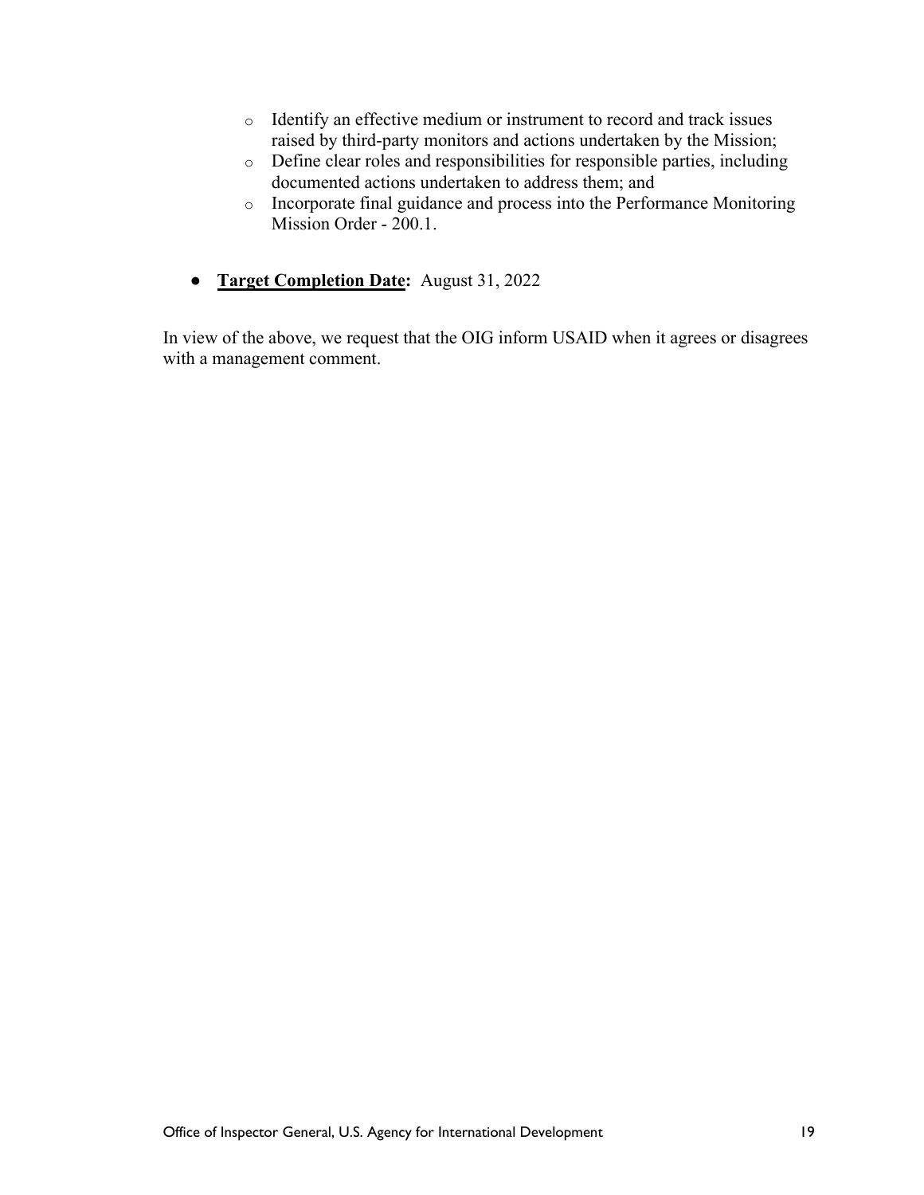- Identify an effective medium or instrument to record and track issues raised by third-party monitors and actions undertaken by the Mission;
- Define clear roles and responsibilities for responsible parties, including documented actions undertaken to address them; and
- Incorporate final guidance and process into the Performance Monitoring Mission Order - 200.1.

- **Target Completion Date:** August 31, 2022

In view of the above, we request that the OIG inform USAID when it agrees or disagrees with a management comment.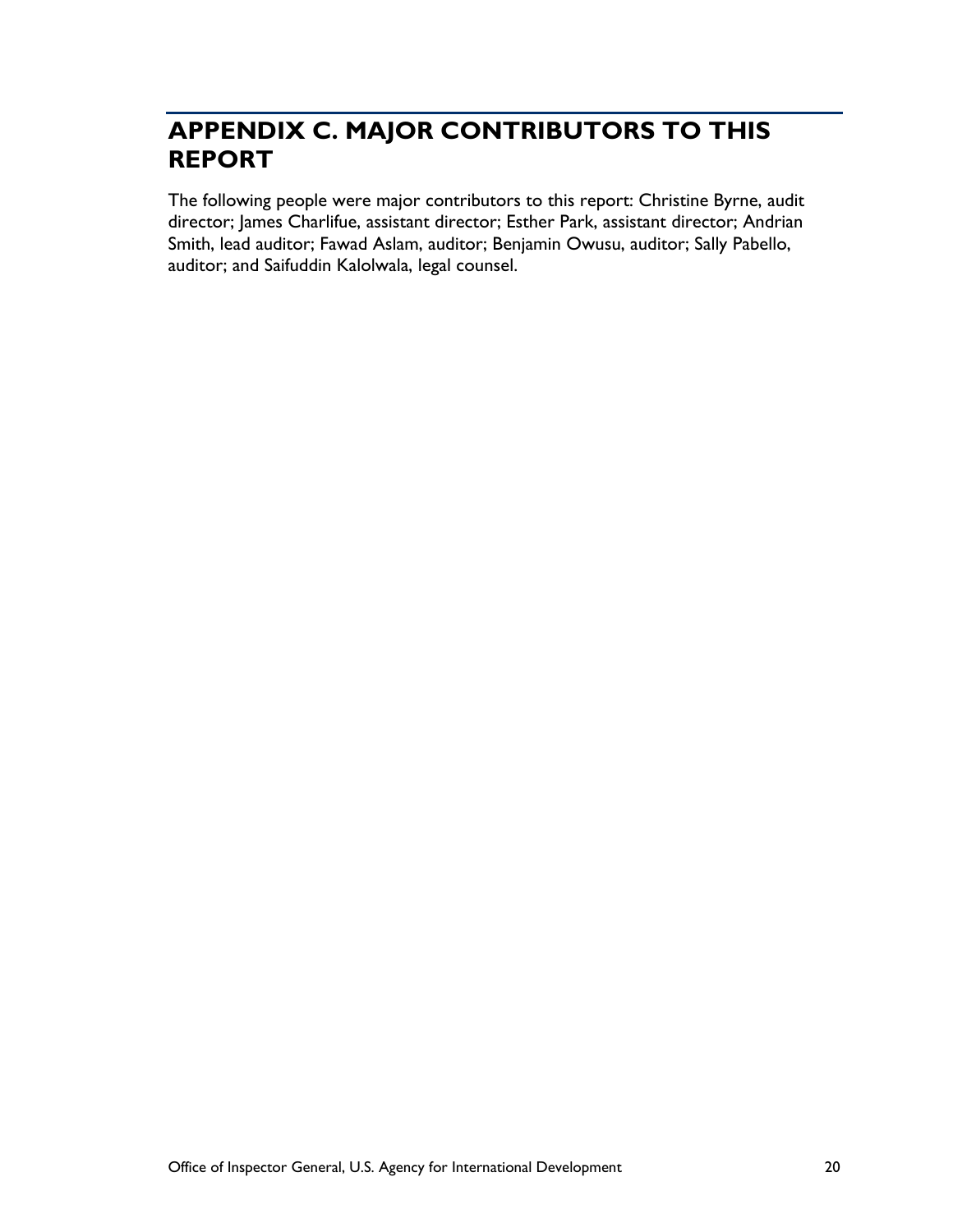## APPENDIX C. MAJOR CONTRIBUTORS TO THIS REPORT

The following people were major contributors to this report: Christine Byrne, audit director; James Charlifue, assistant director; Esther Park, assistant director; Andrian Smith, lead auditor; Fawad Aslam, auditor; Benjamin Owusu, auditor; Sally Pabello, auditor; and Saifuddin Kalolwala, legal counsel.